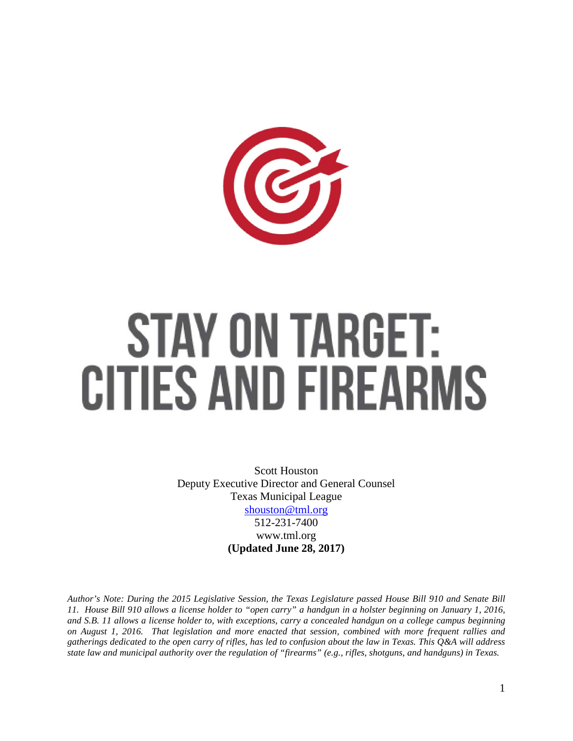# STAY ON TARGET: CITIES AND FIREARMS

Scott Houston
Deputy Executive Director and General Counsel
Texas Municipal League
[shouston@tml.org](mailto:shouston@tml.org)
512-231-7400
www.tml.org
**(Updated June 28, 2017)**

*Author's Note: During the 2015 Legislative Session, the Texas Legislature passed House Bill 910 and Senate Bill 11. House Bill 910 allows a license holder to "open carry" a handgun in a holster beginning on January 1, 2016, and S.B. 11 allows a license holder to, with exceptions, carry a concealed handgun on a college campus beginning on August 1, 2016. That legislation and more enacted that session, combined with more frequent rallies and gatherings dedicated to the open carry of rifles, has led to confusion about the law in Texas. This Q&A will address state law and municipal authority over the regulation of "firearms" (e.g., rifles, shotguns, and handguns) in Texas.*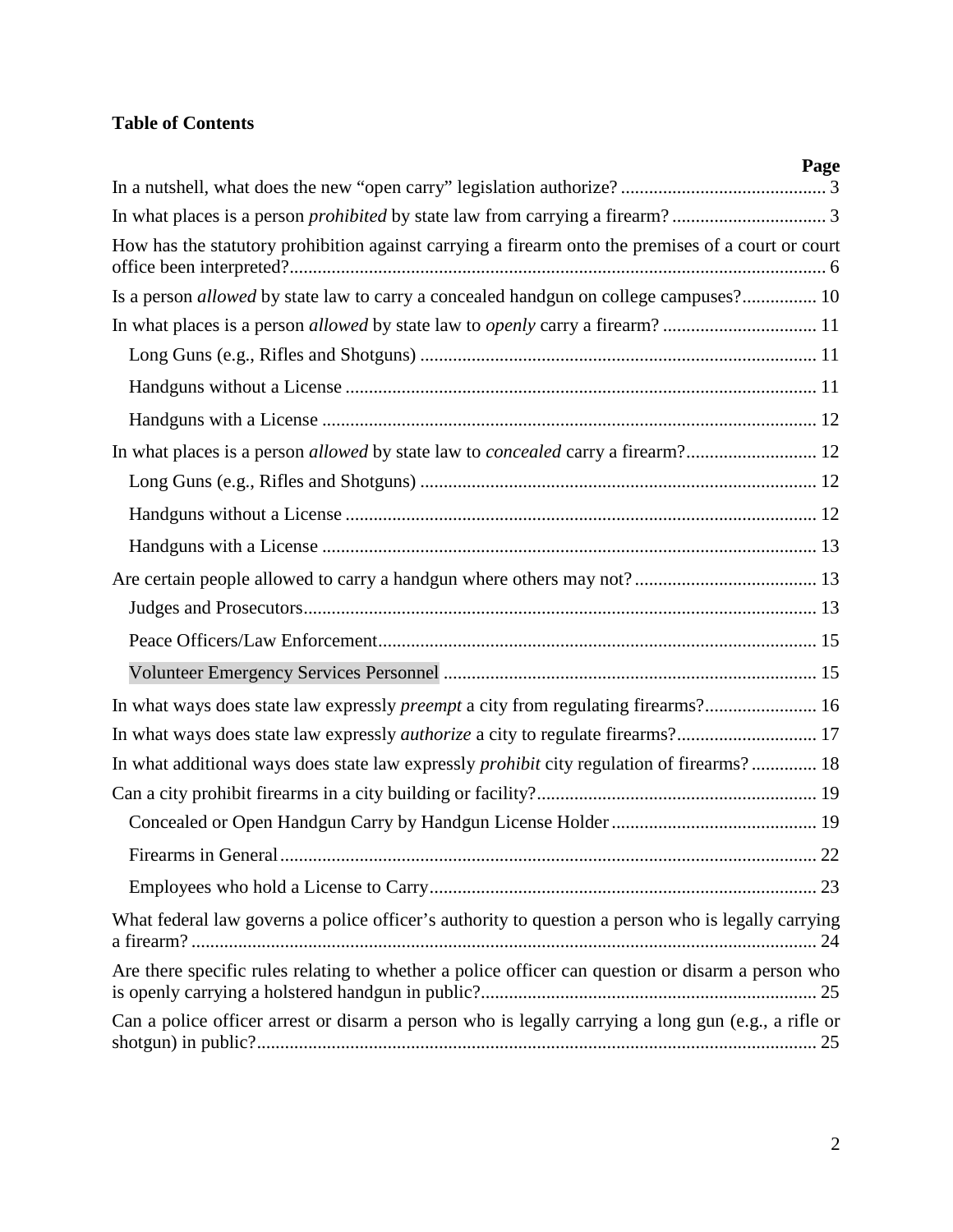**Table of Contents**

| | Page |
|---|---|
| In a nutshell, what does the new "open carry" legislation authorize? | 3 |
| In what places is a person *prohibited* by state law from carrying a firearm? | 3 |
| How has the statutory prohibition against carrying a firearm onto the premises of a court or court office been interpreted? | 6 |
| Is a person *allowed* by state law to carry a concealed handgun on college campuses? | 10 |
| In what places is a person *allowed* by state law to *openly* carry a firearm? | 11 |
| Long Guns (e.g., Rifles and Shotguns) | 11 |
| Handguns without a License | 11 |
| Handguns with a License | 12 |
| In what places is a person *allowed* by state law to *concealed* carry a firearm? | 12 |
| Long Guns (e.g., Rifles and Shotguns) | 12 |
| Handguns without a License | 12 |
| Handguns with a License | 13 |
| Are certain people allowed to carry a handgun where others may not? | 13 |
| Judges and Prosecutors | 13 |
| Peace Officers/Law Enforcement | 15 |
| Volunteer Emergency Services Personnel | 15 |
| In what ways does state law expressly *preempt* a city from regulating firearms? | 16 |
| In what ways does state law expressly *authorize* a city to regulate firearms? | 17 |
| In what additional ways does state law expressly *prohibit* city regulation of firearms? | 18 |
| Can a city prohibit firearms in a city building or facility? | 19 |
| Concealed or Open Handgun Carry by Handgun License Holder | 19 |
| Firearms in General | 22 |
| Employees who hold a License to Carry | 23 |
| What federal law governs a police officer's authority to question a person who is legally carrying a firearm? | 24 |
| Are there specific rules relating to whether a police officer can question or disarm a person who is openly carrying a holstered handgun in public? | 25 |
| Can a police officer arrest or disarm a person who is legally carrying a long gun (e.g., a rifle or shotgun) in public? | 25 |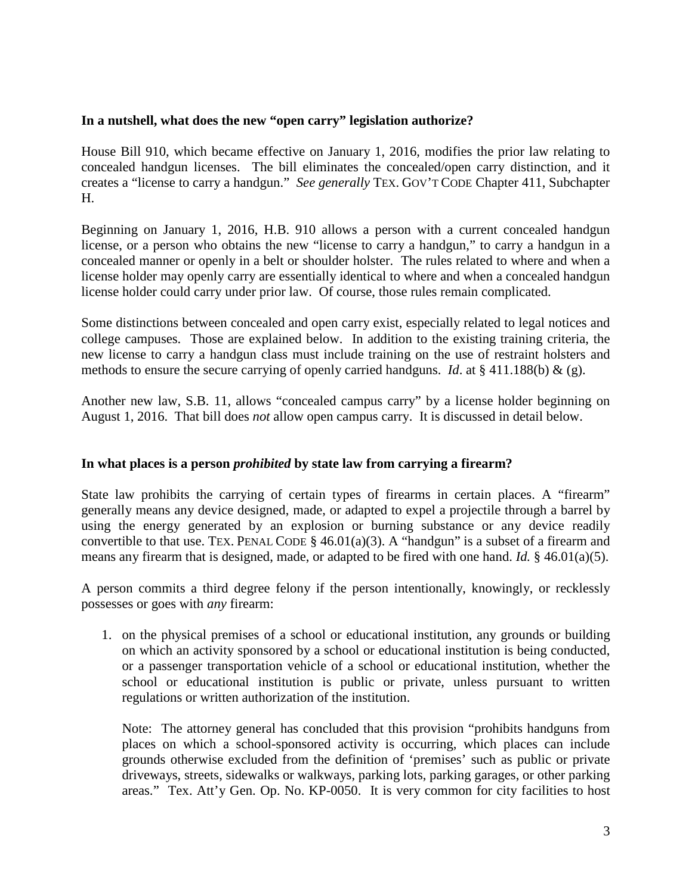**In a nutshell, what does the new "open carry" legislation authorize?**

House Bill 910, which became effective on January 1, 2016, modifies the prior law relating to concealed handgun licenses. The bill eliminates the concealed/open carry distinction, and it creates a "license to carry a handgun." *See generally* TEX. GOV'T CODE Chapter 411, Subchapter H.

Beginning on January 1, 2016, H.B. 910 allows a person with a current concealed handgun license, or a person who obtains the new "license to carry a handgun," to carry a handgun in a concealed manner or openly in a belt or shoulder holster. The rules related to where and when a license holder may openly carry are essentially identical to where and when a concealed handgun license holder could carry under prior law. Of course, those rules remain complicated.

Some distinctions between concealed and open carry exist, especially related to legal notices and college campuses. Those are explained below. In addition to the existing training criteria, the new license to carry a handgun class must include training on the use of restraint holsters and methods to ensure the secure carrying of openly carried handguns. *Id*. at § 411.188(b) & (g).

Another new law, S.B. 11, allows "concealed campus carry" by a license holder beginning on August 1, 2016. That bill does *not* allow open campus carry. It is discussed in detail below.

**In what places is a person *prohibited* by state law from carrying a firearm?**

State law prohibits the carrying of certain types of firearms in certain places. A "firearm" generally means any device designed, made, or adapted to expel a projectile through a barrel by using the energy generated by an explosion or burning substance or any device readily convertible to that use. TEX. PENAL CODE § 46.01(a)(3). A "handgun" is a subset of a firearm and means any firearm that is designed, made, or adapted to be fired with one hand. *Id.* § 46.01(a)(5).

A person commits a third degree felony if the person intentionally, knowingly, or recklessly possesses or goes with *any* firearm:

1. on the physical premises of a school or educational institution, any grounds or building on which an activity sponsored by a school or educational institution is being conducted, or a passenger transportation vehicle of a school or educational institution, whether the school or educational institution is public or private, unless pursuant to written regulations or written authorization of the institution.

   Note: The attorney general has concluded that this provision "prohibits handguns from places on which a school-sponsored activity is occurring, which places can include grounds otherwise excluded from the definition of 'premises' such as public or private driveways, streets, sidewalks or walkways, parking lots, parking garages, or other parking areas." Tex. Att'y Gen. Op. No. KP-0050. It is very common for city facilities to host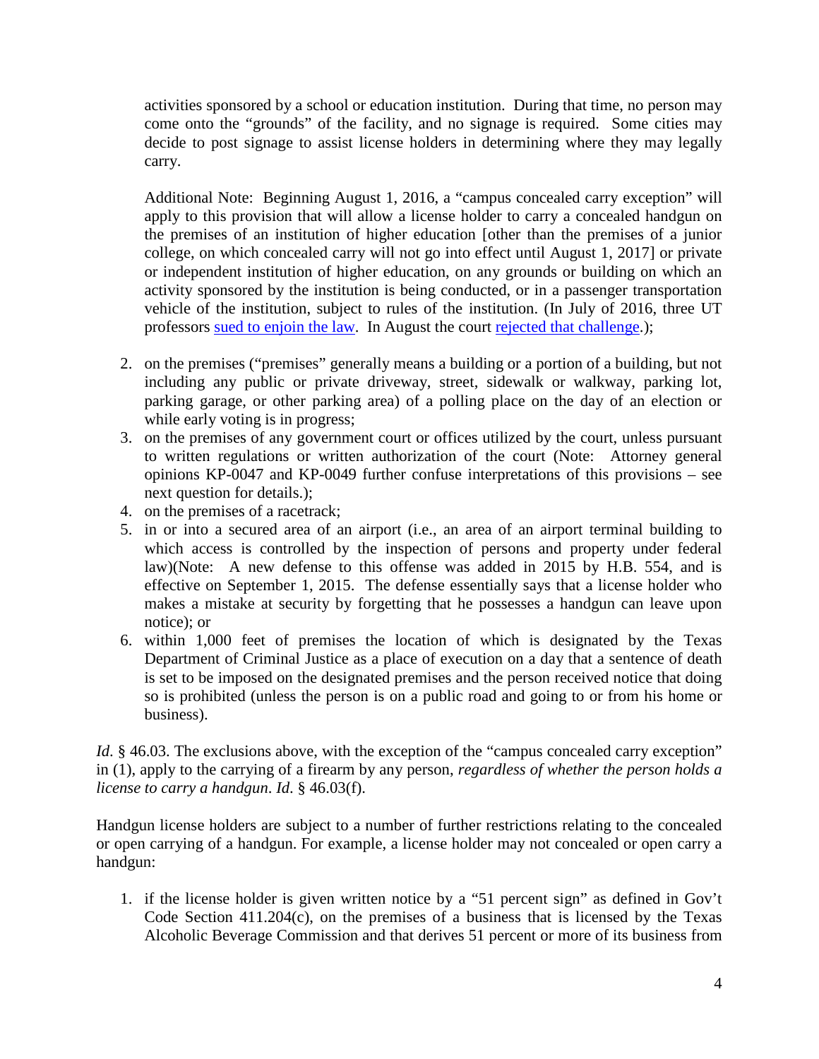activities sponsored by a school or education institution. During that time, no person may come onto the "grounds" of the facility, and no signage is required. Some cities may decide to post signage to assist license holders in determining where they may legally carry.

Additional Note: Beginning August 1, 2016, a "campus concealed carry exception" will apply to this provision that will allow a license holder to carry a concealed handgun on the premises of an institution of higher education [other than the premises of a junior college, on which concealed carry will not go into effect until August 1, 2017] or private or independent institution of higher education, on any grounds or building on which an activity sponsored by the institution is being conducted, or in a passenger transportation vehicle of the institution, subject to rules of the institution. (In July of 2016, three UT professors sued to enjoin the law. In August the court rejected that challenge.);

2. on the premises ("premises" generally means a building or a portion of a building, but not including any public or private driveway, street, sidewalk or walkway, parking lot, parking garage, or other parking area) of a polling place on the day of an election or while early voting is in progress;
3. on the premises of any government court or offices utilized by the court, unless pursuant to written regulations or written authorization of the court (Note: Attorney general opinions KP-0047 and KP-0049 further confuse interpretations of this provisions – see next question for details.);
4. on the premises of a racetrack;
5. in or into a secured area of an airport (i.e., an area of an airport terminal building to which access is controlled by the inspection of persons and property under federal law)(Note: A new defense to this offense was added in 2015 by H.B. 554, and is effective on September 1, 2015. The defense essentially says that a license holder who makes a mistake at security by forgetting that he possesses a handgun can leave upon notice); or
6. within 1,000 feet of premises the location of which is designated by the Texas Department of Criminal Justice as a place of execution on a day that a sentence of death is set to be imposed on the designated premises and the person received notice that doing so is prohibited (unless the person is on a public road and going to or from his home or business).

*Id*. § 46.03. The exclusions above, with the exception of the "campus concealed carry exception" in (1), apply to the carrying of a firearm by any person, *regardless of whether the person holds a license to carry a handgun*. *Id*. § 46.03(f).

Handgun license holders are subject to a number of further restrictions relating to the concealed or open carrying of a handgun. For example, a license holder may not concealed or open carry a handgun:

1. if the license holder is given written notice by a "51 percent sign" as defined in Gov't Code Section 411.204(c), on the premises of a business that is licensed by the Texas Alcoholic Beverage Commission and that derives 51 percent or more of its business from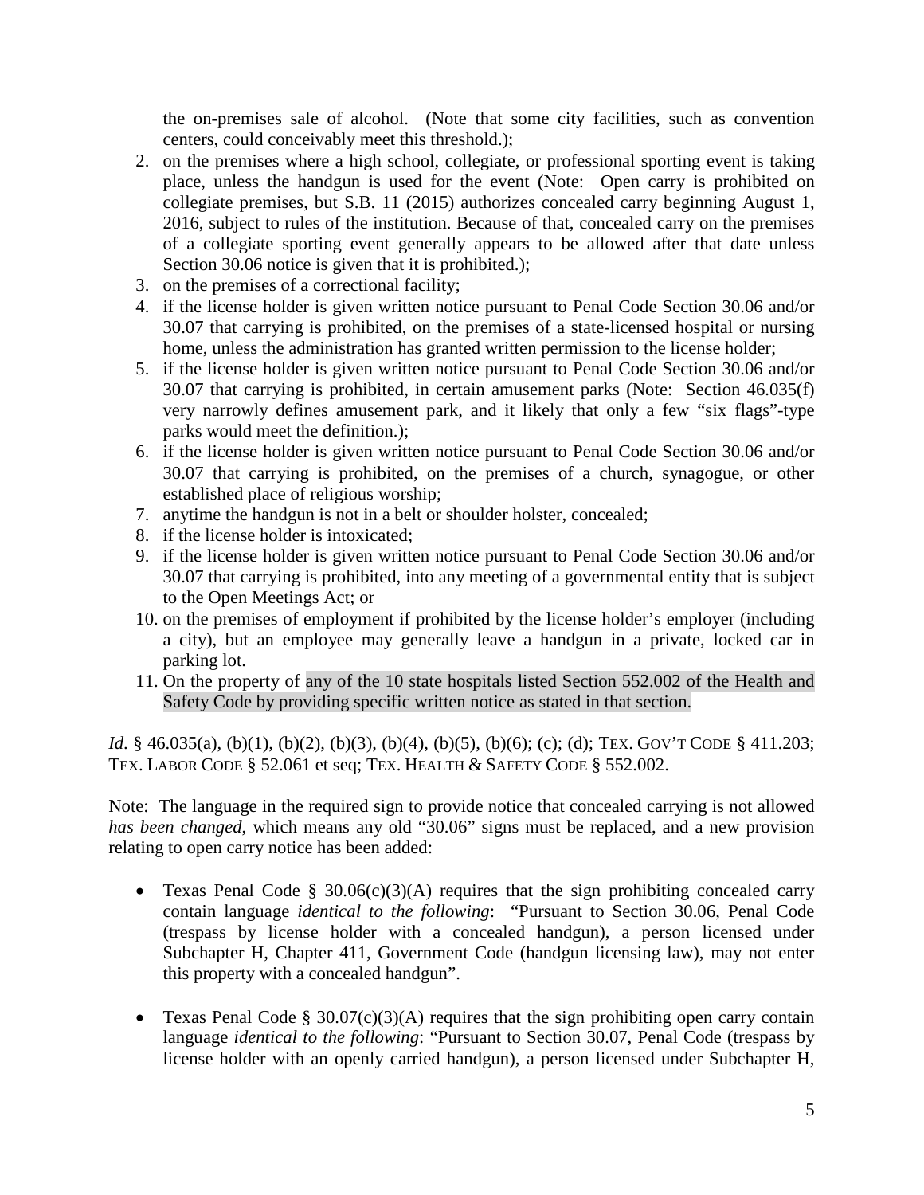the on-premises sale of alcohol. (Note that some city facilities, such as convention centers, could conceivably meet this threshold.);

2. on the premises where a high school, collegiate, or professional sporting event is taking place, unless the handgun is used for the event (Note: Open carry is prohibited on collegiate premises, but S.B. 11 (2015) authorizes concealed carry beginning August 1, 2016, subject to rules of the institution. Because of that, concealed carry on the premises of a collegiate sporting event generally appears to be allowed after that date unless Section 30.06 notice is given that it is prohibited.);
3. on the premises of a correctional facility;
4. if the license holder is given written notice pursuant to Penal Code Section 30.06 and/or 30.07 that carrying is prohibited, on the premises of a state-licensed hospital or nursing home, unless the administration has granted written permission to the license holder;
5. if the license holder is given written notice pursuant to Penal Code Section 30.06 and/or 30.07 that carrying is prohibited, in certain amusement parks (Note: Section 46.035(f) very narrowly defines amusement park, and it likely that only a few "six flags"-type parks would meet the definition.);
6. if the license holder is given written notice pursuant to Penal Code Section 30.06 and/or 30.07 that carrying is prohibited, on the premises of a church, synagogue, or other established place of religious worship;
7. anytime the handgun is not in a belt or shoulder holster, concealed;
8. if the license holder is intoxicated;
9. if the license holder is given written notice pursuant to Penal Code Section 30.06 and/or 30.07 that carrying is prohibited, into any meeting of a governmental entity that is subject to the Open Meetings Act; or
10. on the premises of employment if prohibited by the license holder's employer (including a city), but an employee may generally leave a handgun in a private, locked car in parking lot.
11. On the property of any of the 10 state hospitals listed Section 552.002 of the Health and Safety Code by providing specific written notice as stated in that section.

*Id*. § 46.035(a), (b)(1), (b)(2), (b)(3), (b)(4), (b)(5), (b)(6); (c); (d); TEX. GOV'T CODE § 411.203; TEX. LABOR CODE § 52.061 et seq; TEX. HEALTH & SAFETY CODE § 552.002.

Note: The language in the required sign to provide notice that concealed carrying is not allowed *has been changed*, which means any old "30.06" signs must be replaced, and a new provision relating to open carry notice has been added:

- Texas Penal Code § 30.06(c)(3)(A) requires that the sign prohibiting concealed carry contain language *identical to the following*: "Pursuant to Section 30.06, Penal Code (trespass by license holder with a concealed handgun), a person licensed under Subchapter H, Chapter 411, Government Code (handgun licensing law), may not enter this property with a concealed handgun".

- Texas Penal Code § 30.07(c)(3)(A) requires that the sign prohibiting open carry contain language *identical to the following*: "Pursuant to Section 30.07, Penal Code (trespass by license holder with an openly carried handgun), a person licensed under Subchapter H,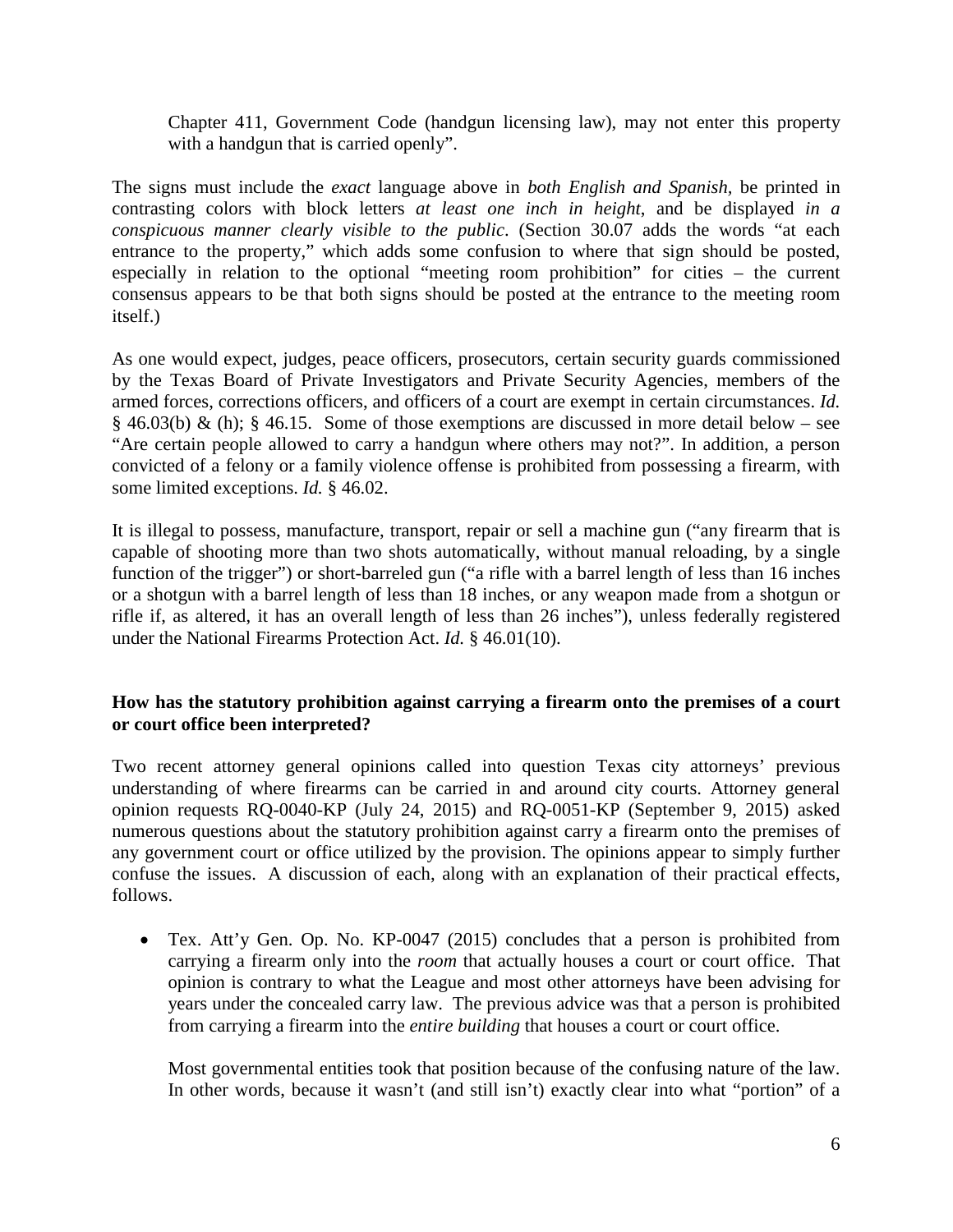Chapter 411, Government Code (handgun licensing law), may not enter this property with a handgun that is carried openly".

The signs must include the *exact* language above in *both English and Spanish*, be printed in contrasting colors with block letters *at least one inch in height*, and be displayed *in a conspicuous manner clearly visible to the public*. (Section 30.07 adds the words "at each entrance to the property," which adds some confusion to where that sign should be posted, especially in relation to the optional "meeting room prohibition" for cities – the current consensus appears to be that both signs should be posted at the entrance to the meeting room itself.)

As one would expect, judges, peace officers, prosecutors, certain security guards commissioned by the Texas Board of Private Investigators and Private Security Agencies, members of the armed forces, corrections officers, and officers of a court are exempt in certain circumstances. *Id.* § 46.03(b) & (h); § 46.15. Some of those exemptions are discussed in more detail below – see "Are certain people allowed to carry a handgun where others may not?". In addition, a person convicted of a felony or a family violence offense is prohibited from possessing a firearm, with some limited exceptions. *Id.* § 46.02.

It is illegal to possess, manufacture, transport, repair or sell a machine gun ("any firearm that is capable of shooting more than two shots automatically, without manual reloading, by a single function of the trigger") or short-barreled gun ("a rifle with a barrel length of less than 16 inches or a shotgun with a barrel length of less than 18 inches, or any weapon made from a shotgun or rifle if, as altered, it has an overall length of less than 26 inches"), unless federally registered under the National Firearms Protection Act. *Id.* § 46.01(10).

**How has the statutory prohibition against carrying a firearm onto the premises of a court or court office been interpreted?**

Two recent attorney general opinions called into question Texas city attorneys' previous understanding of where firearms can be carried in and around city courts. Attorney general opinion requests RQ-0040-KP (July 24, 2015) and RQ-0051-KP (September 9, 2015) asked numerous questions about the statutory prohibition against carry a firearm onto the premises of any government court or office utilized by the provision. The opinions appear to simply further confuse the issues. A discussion of each, along with an explanation of their practical effects, follows.

- Tex. Att'y Gen. Op. No. KP-0047 (2015) concludes that a person is prohibited from carrying a firearm only into the *room* that actually houses a court or court office. That opinion is contrary to what the League and most other attorneys have been advising for years under the concealed carry law. The previous advice was that a person is prohibited from carrying a firearm into the *entire building* that houses a court or court office.

  Most governmental entities took that position because of the confusing nature of the law. In other words, because it wasn't (and still isn't) exactly clear into what "portion" of a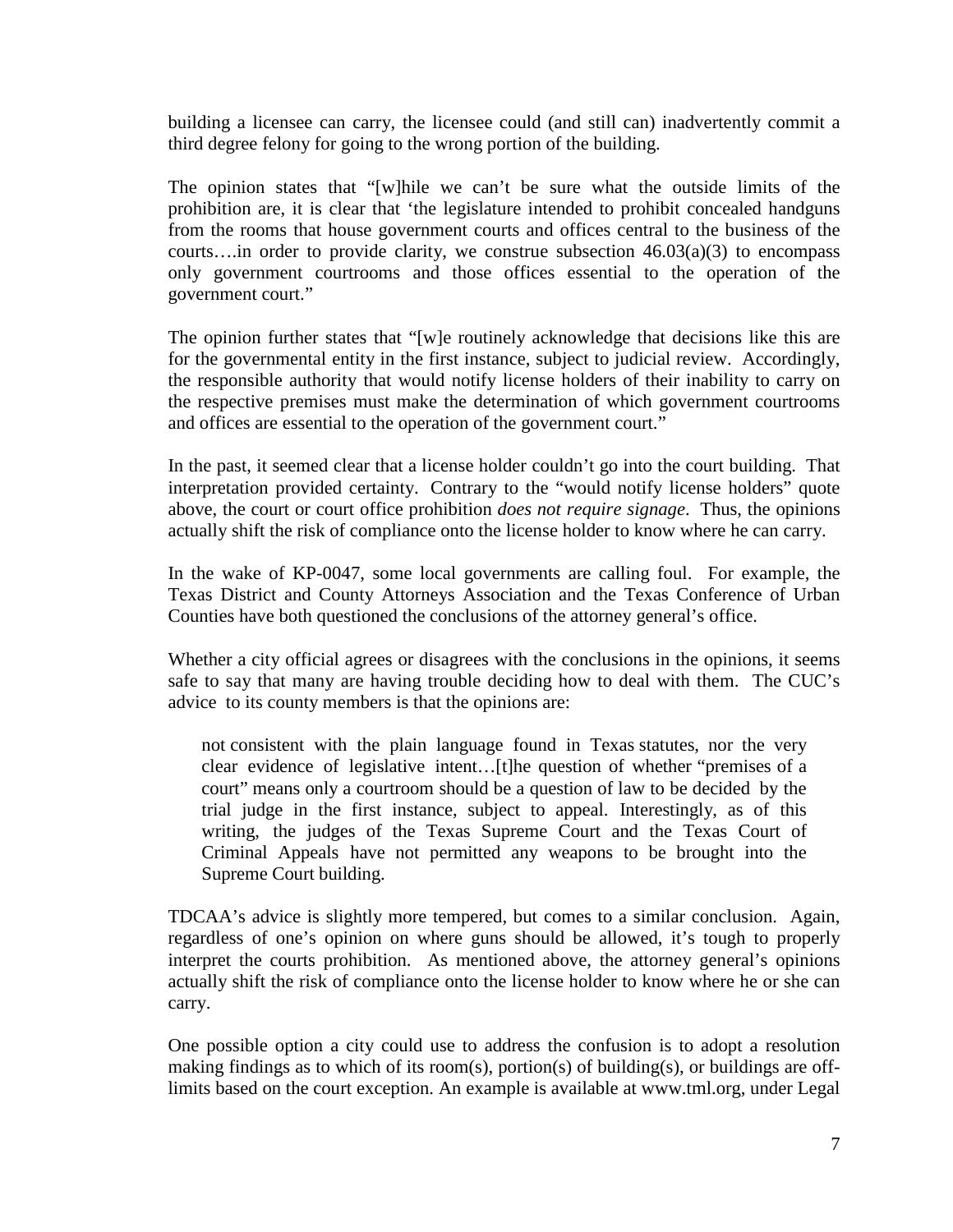building a licensee can carry, the licensee could (and still can) inadvertently commit a third degree felony for going to the wrong portion of the building.

The opinion states that "[w]hile we can't be sure what the outside limits of the prohibition are, it is clear that 'the legislature intended to prohibit concealed handguns from the rooms that house government courts and offices central to the business of the courts….in order to provide clarity, we construe subsection 46.03(a)(3) to encompass only government courtrooms and those offices essential to the operation of the government court."

The opinion further states that "[w]e routinely acknowledge that decisions like this are for the governmental entity in the first instance, subject to judicial review. Accordingly, the responsible authority that would notify license holders of their inability to carry on the respective premises must make the determination of which government courtrooms and offices are essential to the operation of the government court."

In the past, it seemed clear that a license holder couldn't go into the court building. That interpretation provided certainty. Contrary to the "would notify license holders" quote above, the court or court office prohibition *does not require signage*. Thus, the opinions actually shift the risk of compliance onto the license holder to know where he can carry.

In the wake of KP-0047, some local governments are calling foul. For example, the Texas District and County Attorneys Association and the Texas Conference of Urban Counties have both questioned the conclusions of the attorney general's office.

Whether a city official agrees or disagrees with the conclusions in the opinions, it seems safe to say that many are having trouble deciding how to deal with them. The CUC's advice to its county members is that the opinions are:

> not consistent with the plain language found in Texas statutes, nor the very clear evidence of legislative intent…[t]he question of whether "premises of a court" means only a courtroom should be a question of law to be decided by the trial judge in the first instance, subject to appeal. Interestingly, as of this writing, the judges of the Texas Supreme Court and the Texas Court of Criminal Appeals have not permitted any weapons to be brought into the Supreme Court building.

TDCAA's advice is slightly more tempered, but comes to a similar conclusion. Again, regardless of one's opinion on where guns should be allowed, it's tough to properly interpret the courts prohibition. As mentioned above, the attorney general's opinions actually shift the risk of compliance onto the license holder to know where he or she can carry.

One possible option a city could use to address the confusion is to adopt a resolution making findings as to which of its room(s), portion(s) of building(s), or buildings are off-limits based on the court exception. An example is available at www.tml.org, under Legal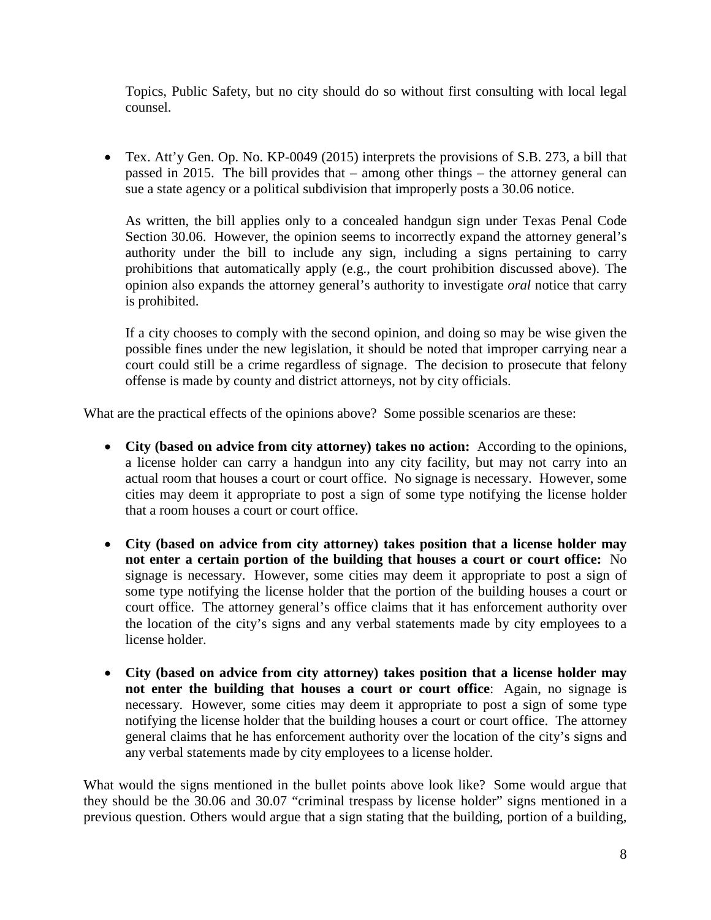Topics, Public Safety, but no city should do so without first consulting with local legal counsel.

- Tex. Att'y Gen. Op. No. KP-0049 (2015) interprets the provisions of S.B. 273, a bill that passed in 2015. The bill provides that – among other things – the attorney general can sue a state agency or a political subdivision that improperly posts a 30.06 notice.

  As written, the bill applies only to a concealed handgun sign under Texas Penal Code Section 30.06. However, the opinion seems to incorrectly expand the attorney general's authority under the bill to include any sign, including a signs pertaining to carry prohibitions that automatically apply (e.g., the court prohibition discussed above). The opinion also expands the attorney general's authority to investigate *oral* notice that carry is prohibited.

  If a city chooses to comply with the second opinion, and doing so may be wise given the possible fines under the new legislation, it should be noted that improper carrying near a court could still be a crime regardless of signage. The decision to prosecute that felony offense is made by county and district attorneys, not by city officials.

What are the practical effects of the opinions above? Some possible scenarios are these:

- **City (based on advice from city attorney) takes no action:** According to the opinions, a license holder can carry a handgun into any city facility, but may not carry into an actual room that houses a court or court office. No signage is necessary. However, some cities may deem it appropriate to post a sign of some type notifying the license holder that a room houses a court or court office.
- **City (based on advice from city attorney) takes position that a license holder may not enter a certain portion of the building that houses a court or court office:** No signage is necessary. However, some cities may deem it appropriate to post a sign of some type notifying the license holder that the portion of the building houses a court or court office. The attorney general's office claims that it has enforcement authority over the location of the city's signs and any verbal statements made by city employees to a license holder.
- **City (based on advice from city attorney) takes position that a license holder may not enter the building that houses a court or court office**: Again, no signage is necessary. However, some cities may deem it appropriate to post a sign of some type notifying the license holder that the building houses a court or court office. The attorney general claims that he has enforcement authority over the location of the city's signs and any verbal statements made by city employees to a license holder.

What would the signs mentioned in the bullet points above look like? Some would argue that they should be the 30.06 and 30.07 "criminal trespass by license holder" signs mentioned in a previous question. Others would argue that a sign stating that the building, portion of a building,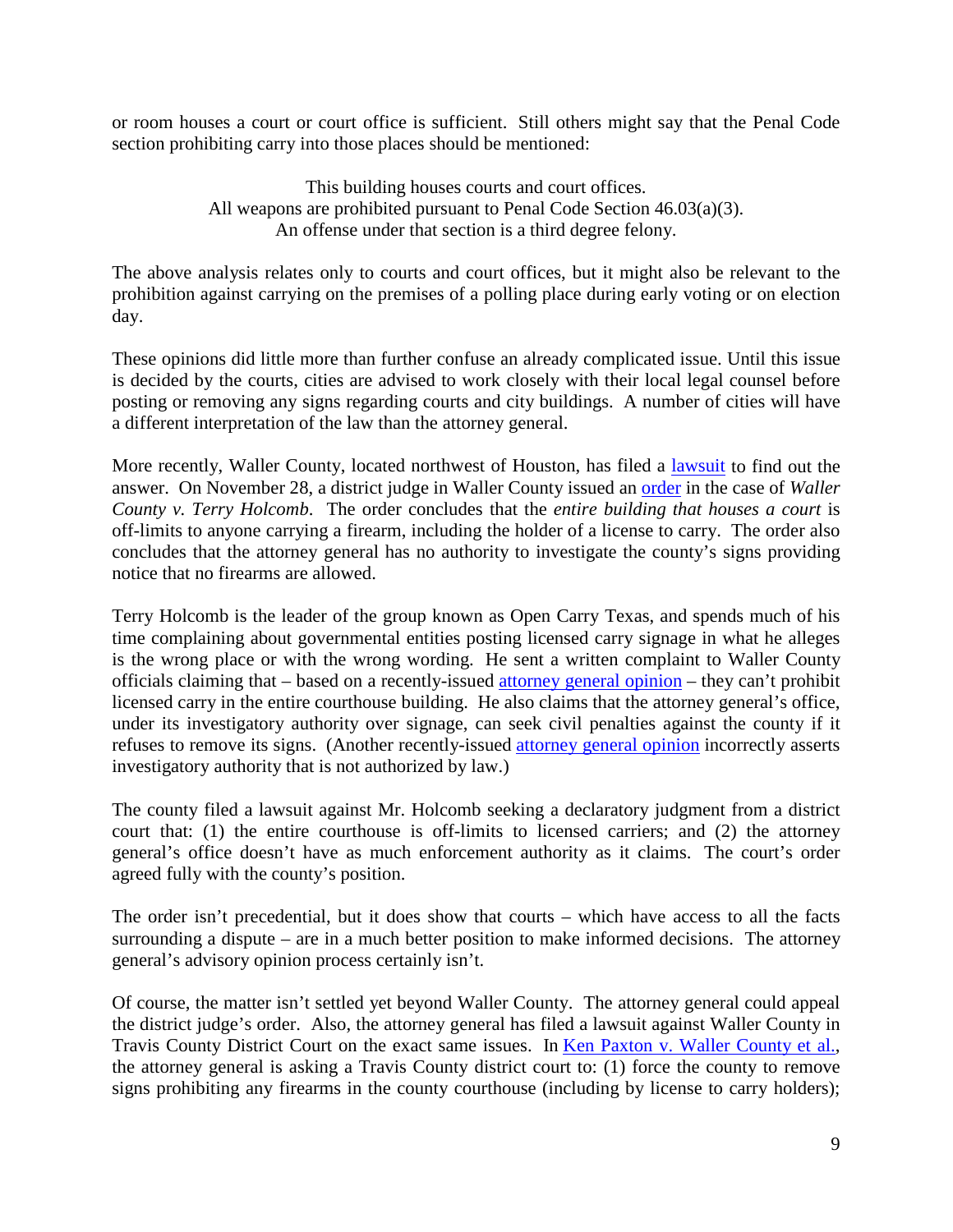or room houses a court or court office is sufficient. Still others might say that the Penal Code section prohibiting carry into those places should be mentioned:

> This building houses courts and court offices.
> All weapons are prohibited pursuant to Penal Code Section 46.03(a)(3).
> An offense under that section is a third degree felony.

The above analysis relates only to courts and court offices, but it might also be relevant to the prohibition against carrying on the premises of a polling place during early voting or on election day.

These opinions did little more than further confuse an already complicated issue. Until this issue is decided by the courts, cities are advised to work closely with their local legal counsel before posting or removing any signs regarding courts and city buildings. A number of cities will have a different interpretation of the law than the attorney general.

More recently, Waller County, located northwest of Houston, has filed a lawsuit to find out the answer. On November 28, a district judge in Waller County issued an order in the case of *Waller County v. Terry Holcomb*. The order concludes that the *entire building that houses a court* is off-limits to anyone carrying a firearm, including the holder of a license to carry. The order also concludes that the attorney general has no authority to investigate the county's signs providing notice that no firearms are allowed.

Terry Holcomb is the leader of the group known as Open Carry Texas, and spends much of his time complaining about governmental entities posting licensed carry signage in what he alleges is the wrong place or with the wrong wording. He sent a written complaint to Waller County officials claiming that – based on a recently-issued attorney general opinion – they can't prohibit licensed carry in the entire courthouse building. He also claims that the attorney general's office, under its investigatory authority over signage, can seek civil penalties against the county if it refuses to remove its signs. (Another recently-issued attorney general opinion incorrectly asserts investigatory authority that is not authorized by law.)

The county filed a lawsuit against Mr. Holcomb seeking a declaratory judgment from a district court that: (1) the entire courthouse is off-limits to licensed carriers; and (2) the attorney general's office doesn't have as much enforcement authority as it claims. The court's order agreed fully with the county's position.

The order isn't precedential, but it does show that courts – which have access to all the facts surrounding a dispute – are in a much better position to make informed decisions. The attorney general's advisory opinion process certainly isn't.

Of course, the matter isn't settled yet beyond Waller County. The attorney general could appeal the district judge's order. Also, the attorney general has filed a lawsuit against Waller County in Travis County District Court on the exact same issues. In Ken Paxton v. Waller County et al., the attorney general is asking a Travis County district court to: (1) force the county to remove signs prohibiting any firearms in the county courthouse (including by license to carry holders);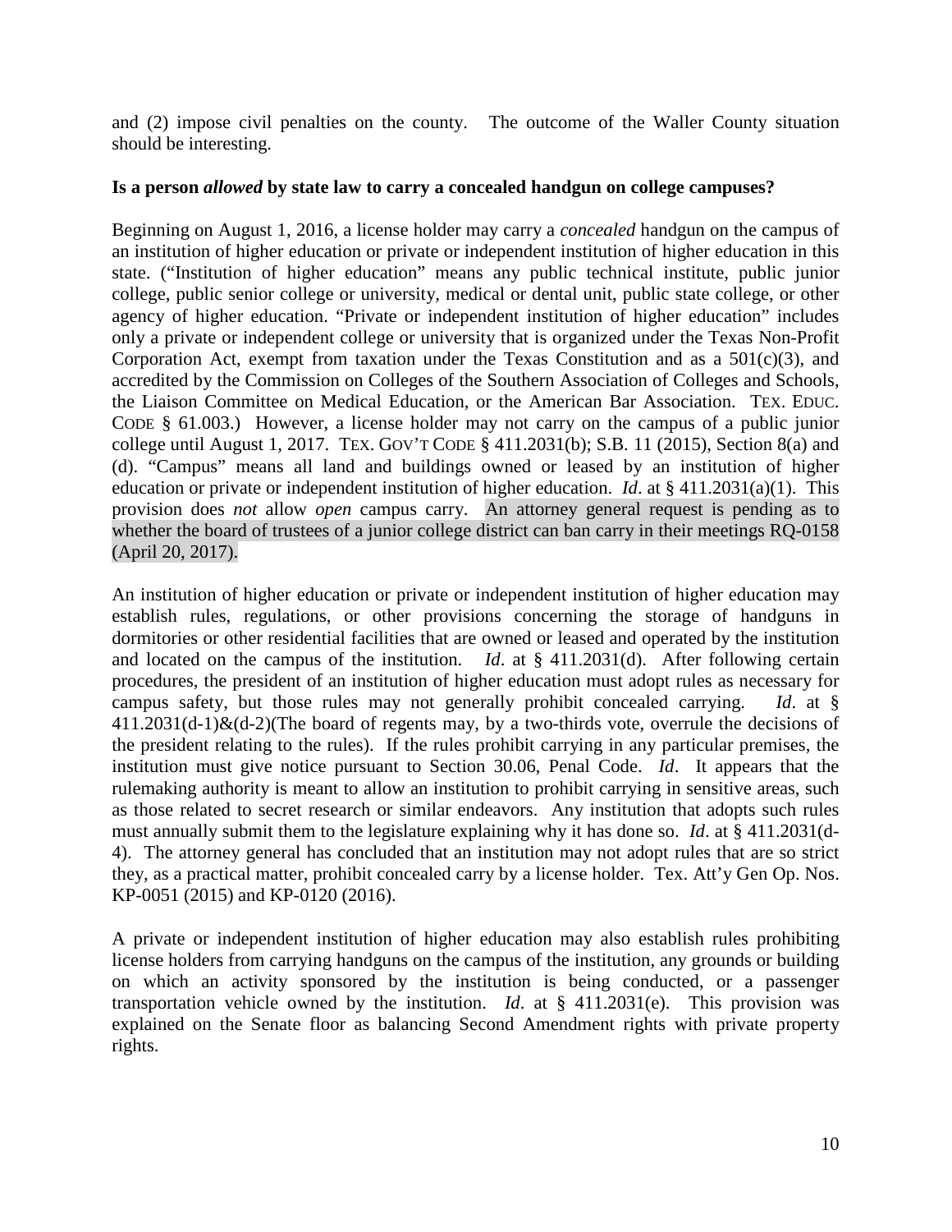and (2) impose civil penalties on the county. The outcome of the Waller County situation should be interesting.

**Is a person *allowed* by state law to carry a concealed handgun on college campuses?**

Beginning on August 1, 2016, a license holder may carry a *concealed* handgun on the campus of an institution of higher education or private or independent institution of higher education in this state. ("Institution of higher education" means any public technical institute, public junior college, public senior college or university, medical or dental unit, public state college, or other agency of higher education. "Private or independent institution of higher education" includes only a private or independent college or university that is organized under the Texas Non-Profit Corporation Act, exempt from taxation under the Texas Constitution and as a 501(c)(3), and accredited by the Commission on Colleges of the Southern Association of Colleges and Schools, the Liaison Committee on Medical Education, or the American Bar Association. TEX. EDUC. CODE § 61.003.) However, a license holder may not carry on the campus of a public junior college until August 1, 2017. TEX. GOV'T CODE § 411.2031(b); S.B. 11 (2015), Section 8(a) and (d). "Campus" means all land and buildings owned or leased by an institution of higher education or private or independent institution of higher education. *Id*. at § 411.2031(a)(1). This provision does *not* allow *open* campus carry. An attorney general request is pending as to whether the board of trustees of a junior college district can ban carry in their meetings RQ-0158 (April 20, 2017).

An institution of higher education or private or independent institution of higher education may establish rules, regulations, or other provisions concerning the storage of handguns in dormitories or other residential facilities that are owned or leased and operated by the institution and located on the campus of the institution. *Id*. at § 411.2031(d). After following certain procedures, the president of an institution of higher education must adopt rules as necessary for campus safety, but those rules may not generally prohibit concealed carrying. *Id*. at § 411.2031(d-1)&(d-2)(The board of regents may, by a two-thirds vote, overrule the decisions of the president relating to the rules). If the rules prohibit carrying in any particular premises, the institution must give notice pursuant to Section 30.06, Penal Code. *Id*. It appears that the rulemaking authority is meant to allow an institution to prohibit carrying in sensitive areas, such as those related to secret research or similar endeavors. Any institution that adopts such rules must annually submit them to the legislature explaining why it has done so. *Id*. at § 411.2031(d-4). The attorney general has concluded that an institution may not adopt rules that are so strict they, as a practical matter, prohibit concealed carry by a license holder. Tex. Att'y Gen Op. Nos. KP-0051 (2015) and KP-0120 (2016).

A private or independent institution of higher education may also establish rules prohibiting license holders from carrying handguns on the campus of the institution, any grounds or building on which an activity sponsored by the institution is being conducted, or a passenger transportation vehicle owned by the institution. *Id*. at § 411.2031(e). This provision was explained on the Senate floor as balancing Second Amendment rights with private property rights.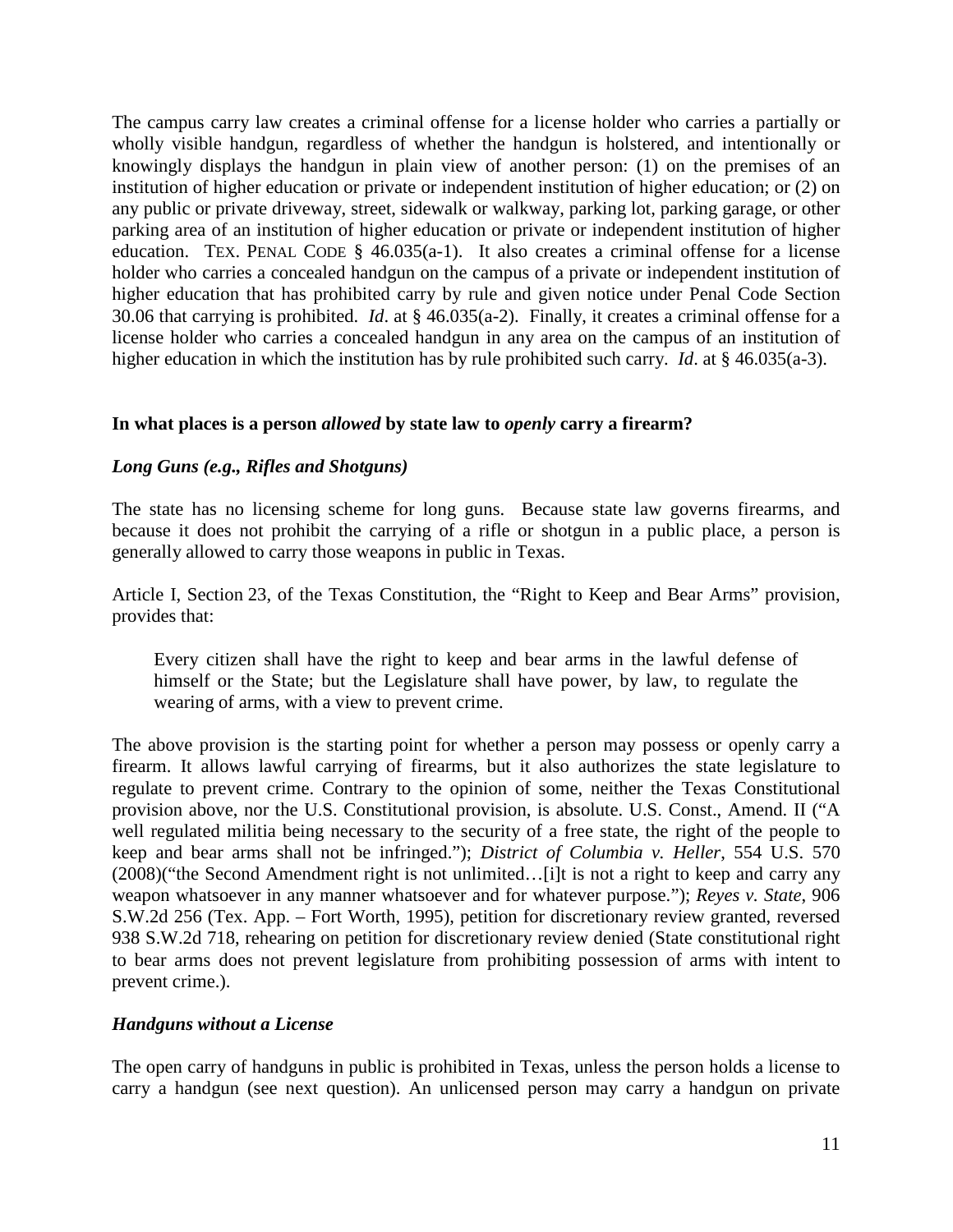The campus carry law creates a criminal offense for a license holder who carries a partially or wholly visible handgun, regardless of whether the handgun is holstered, and intentionally or knowingly displays the handgun in plain view of another person: (1) on the premises of an institution of higher education or private or independent institution of higher education; or (2) on any public or private driveway, street, sidewalk or walkway, parking lot, parking garage, or other parking area of an institution of higher education or private or independent institution of higher education. TEX. PENAL CODE § 46.035(a-1). It also creates a criminal offense for a license holder who carries a concealed handgun on the campus of a private or independent institution of higher education that has prohibited carry by rule and given notice under Penal Code Section 30.06 that carrying is prohibited. *Id*. at § 46.035(a-2). Finally, it creates a criminal offense for a license holder who carries a concealed handgun in any area on the campus of an institution of higher education in which the institution has by rule prohibited such carry. *Id*. at § 46.035(a-3).

**In what places is a person *allowed* by state law to *openly* carry a firearm?**

***Long Guns (e.g., Rifles and Shotguns)***

The state has no licensing scheme for long guns. Because state law governs firearms, and because it does not prohibit the carrying of a rifle or shotgun in a public place, a person is generally allowed to carry those weapons in public in Texas.

Article I, Section 23, of the Texas Constitution, the "Right to Keep and Bear Arms" provision, provides that:

> Every citizen shall have the right to keep and bear arms in the lawful defense of himself or the State; but the Legislature shall have power, by law, to regulate the wearing of arms, with a view to prevent crime.

The above provision is the starting point for whether a person may possess or openly carry a firearm. It allows lawful carrying of firearms, but it also authorizes the state legislature to regulate to prevent crime. Contrary to the opinion of some, neither the Texas Constitutional provision above, nor the U.S. Constitutional provision, is absolute. U.S. Const., Amend. II ("A well regulated militia being necessary to the security of a free state, the right of the people to keep and bear arms shall not be infringed."); *District of Columbia v. Heller*, 554 U.S. 570 (2008)("the Second Amendment right is not unlimited…[i]t is not a right to keep and carry any weapon whatsoever in any manner whatsoever and for whatever purpose."); *Reyes v. State*, 906 S.W.2d 256 (Tex. App. – Fort Worth, 1995), petition for discretionary review granted, reversed 938 S.W.2d 718, rehearing on petition for discretionary review denied (State constitutional right to bear arms does not prevent legislature from prohibiting possession of arms with intent to prevent crime.).

***Handguns without a License***

The open carry of handguns in public is prohibited in Texas, unless the person holds a license to carry a handgun (see next question). An unlicensed person may carry a handgun on private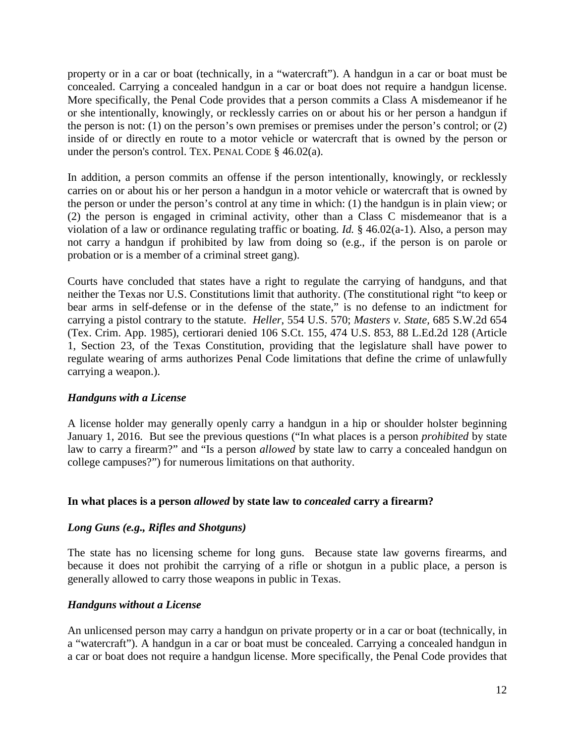property or in a car or boat (technically, in a "watercraft"). A handgun in a car or boat must be concealed. Carrying a concealed handgun in a car or boat does not require a handgun license. More specifically, the Penal Code provides that a person commits a Class A misdemeanor if he or she intentionally, knowingly, or recklessly carries on or about his or her person a handgun if the person is not: (1) on the person's own premises or premises under the person's control; or (2) inside of or directly en route to a motor vehicle or watercraft that is owned by the person or under the person's control. TEX. PENAL CODE § 46.02(a).

In addition, a person commits an offense if the person intentionally, knowingly, or recklessly carries on or about his or her person a handgun in a motor vehicle or watercraft that is owned by the person or under the person's control at any time in which: (1) the handgun is in plain view; or (2) the person is engaged in criminal activity, other than a Class C misdemeanor that is a violation of a law or ordinance regulating traffic or boating. *Id.* § 46.02(a-1). Also, a person may not carry a handgun if prohibited by law from doing so (e.g., if the person is on parole or probation or is a member of a criminal street gang).

Courts have concluded that states have a right to regulate the carrying of handguns, and that neither the Texas nor U.S. Constitutions limit that authority. (The constitutional right "to keep or bear arms in self-defense or in the defense of the state," is no defense to an indictment for carrying a pistol contrary to the statute. *Heller*, 554 U.S. 570; *Masters v. State*, 685 S.W.2d 654 (Tex. Crim. App. 1985), certiorari denied 106 S.Ct. 155, 474 U.S. 853, 88 L.Ed.2d 128 (Article 1, Section 23, of the Texas Constitution, providing that the legislature shall have power to regulate wearing of arms authorizes Penal Code limitations that define the crime of unlawfully carrying a weapon.).

### *Handguns with a License*

A license holder may generally openly carry a handgun in a hip or shoulder holster beginning January 1, 2016. But see the previous questions ("In what places is a person *prohibited* by state law to carry a firearm?" and "Is a person *allowed* by state law to carry a concealed handgun on college campuses?") for numerous limitations on that authority.

## In what places is a person *allowed* by state law to *concealed* carry a firearm?

### *Long Guns (e.g., Rifles and Shotguns)*

The state has no licensing scheme for long guns. Because state law governs firearms, and because it does not prohibit the carrying of a rifle or shotgun in a public place, a person is generally allowed to carry those weapons in public in Texas.

### *Handguns without a License*

An unlicensed person may carry a handgun on private property or in a car or boat (technically, in a "watercraft"). A handgun in a car or boat must be concealed. Carrying a concealed handgun in a car or boat does not require a handgun license. More specifically, the Penal Code provides that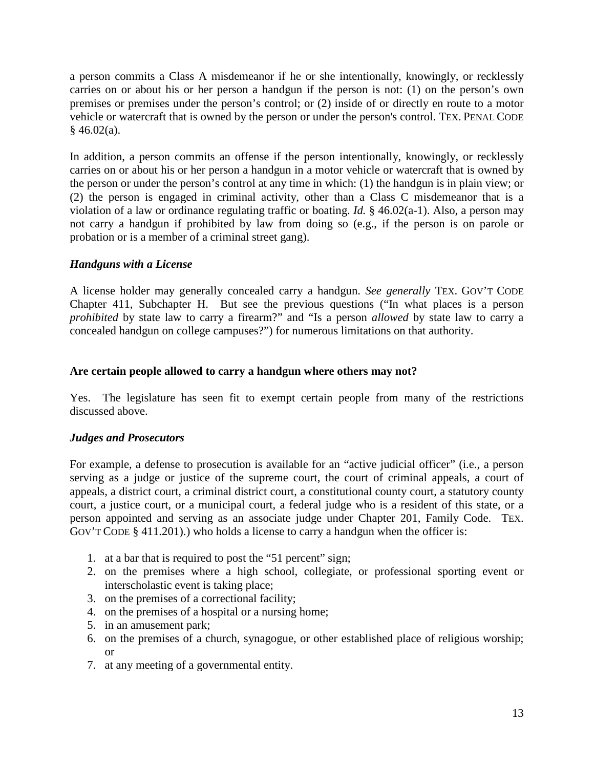a person commits a Class A misdemeanor if he or she intentionally, knowingly, or recklessly carries on or about his or her person a handgun if the person is not: (1) on the person's own premises or premises under the person's control; or (2) inside of or directly en route to a motor vehicle or watercraft that is owned by the person or under the person's control. TEX. PENAL CODE § 46.02(a).

In addition, a person commits an offense if the person intentionally, knowingly, or recklessly carries on or about his or her person a handgun in a motor vehicle or watercraft that is owned by the person or under the person's control at any time in which: (1) the handgun is in plain view; or (2) the person is engaged in criminal activity, other than a Class C misdemeanor that is a violation of a law or ordinance regulating traffic or boating. *Id.* § 46.02(a-1). Also, a person may not carry a handgun if prohibited by law from doing so (e.g., if the person is on parole or probation or is a member of a criminal street gang).

### *Handguns with a License*

A license holder may generally concealed carry a handgun. *See generally* TEX. GOV'T CODE Chapter 411, Subchapter H. But see the previous questions ("In what places is a person *prohibited* by state law to carry a firearm?" and "Is a person *allowed* by state law to carry a concealed handgun on college campuses?") for numerous limitations on that authority.

## **Are certain people allowed to carry a handgun where others may not?**

Yes. The legislature has seen fit to exempt certain people from many of the restrictions discussed above.

### *Judges and Prosecutors*

For example, a defense to prosecution is available for an "active judicial officer" (i.e., a person serving as a judge or justice of the supreme court, the court of criminal appeals, a court of appeals, a district court, a criminal district court, a constitutional county court, a statutory county court, a justice court, or a municipal court, a federal judge who is a resident of this state, or a person appointed and serving as an associate judge under Chapter 201, Family Code. TEX. GOV'T CODE § 411.201).) who holds a license to carry a handgun when the officer is:

1. at a bar that is required to post the "51 percent" sign;
2. on the premises where a high school, collegiate, or professional sporting event or interscholastic event is taking place;
3. on the premises of a correctional facility;
4. on the premises of a hospital or a nursing home;
5. in an amusement park;
6. on the premises of a church, synagogue, or other established place of religious worship; or
7. at any meeting of a governmental entity.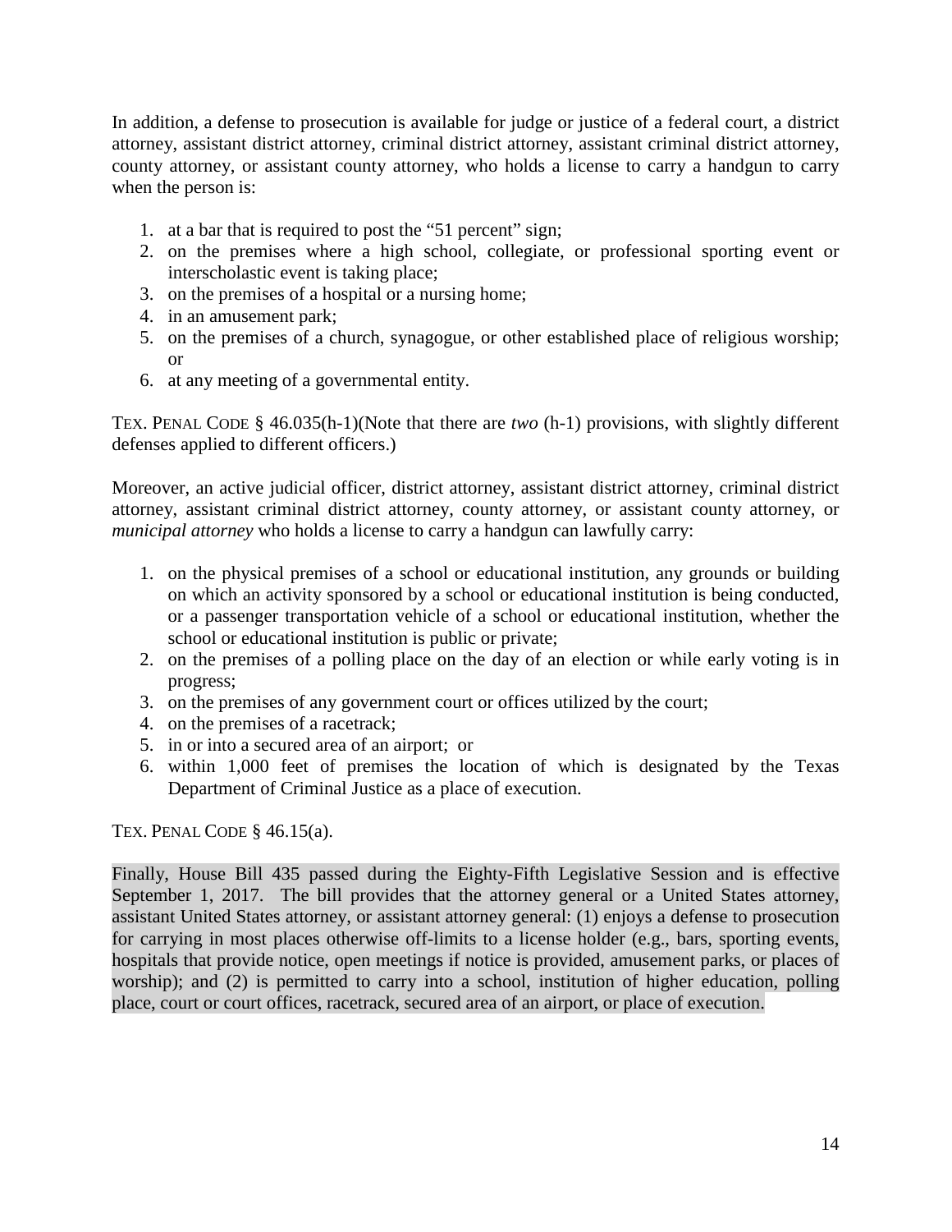In addition, a defense to prosecution is available for judge or justice of a federal court, a district attorney, assistant district attorney, criminal district attorney, assistant criminal district attorney, county attorney, or assistant county attorney, who holds a license to carry a handgun to carry when the person is:

1. at a bar that is required to post the "51 percent" sign;
2. on the premises where a high school, collegiate, or professional sporting event or interscholastic event is taking place;
3. on the premises of a hospital or a nursing home;
4. in an amusement park;
5. on the premises of a church, synagogue, or other established place of religious worship; or
6. at any meeting of a governmental entity.

TEX. PENAL CODE § 46.035(h-1)(Note that there are *two* (h-1) provisions, with slightly different defenses applied to different officers.)

Moreover, an active judicial officer, district attorney, assistant district attorney, criminal district attorney, assistant criminal district attorney, county attorney, or assistant county attorney, or *municipal attorney* who holds a license to carry a handgun can lawfully carry:

1. on the physical premises of a school or educational institution, any grounds or building on which an activity sponsored by a school or educational institution is being conducted, or a passenger transportation vehicle of a school or educational institution, whether the school or educational institution is public or private;
2. on the premises of a polling place on the day of an election or while early voting is in progress;
3. on the premises of any government court or offices utilized by the court;
4. on the premises of a racetrack;
5. in or into a secured area of an airport; or
6. within 1,000 feet of premises the location of which is designated by the Texas Department of Criminal Justice as a place of execution.

TEX. PENAL CODE § 46.15(a).

Finally, House Bill 435 passed during the Eighty-Fifth Legislative Session and is effective September 1, 2017. The bill provides that the attorney general or a United States attorney, assistant United States attorney, or assistant attorney general: (1) enjoys a defense to prosecution for carrying in most places otherwise off-limits to a license holder (e.g., bars, sporting events, hospitals that provide notice, open meetings if notice is provided, amusement parks, or places of worship); and (2) is permitted to carry into a school, institution of higher education, polling place, court or court offices, racetrack, secured area of an airport, or place of execution.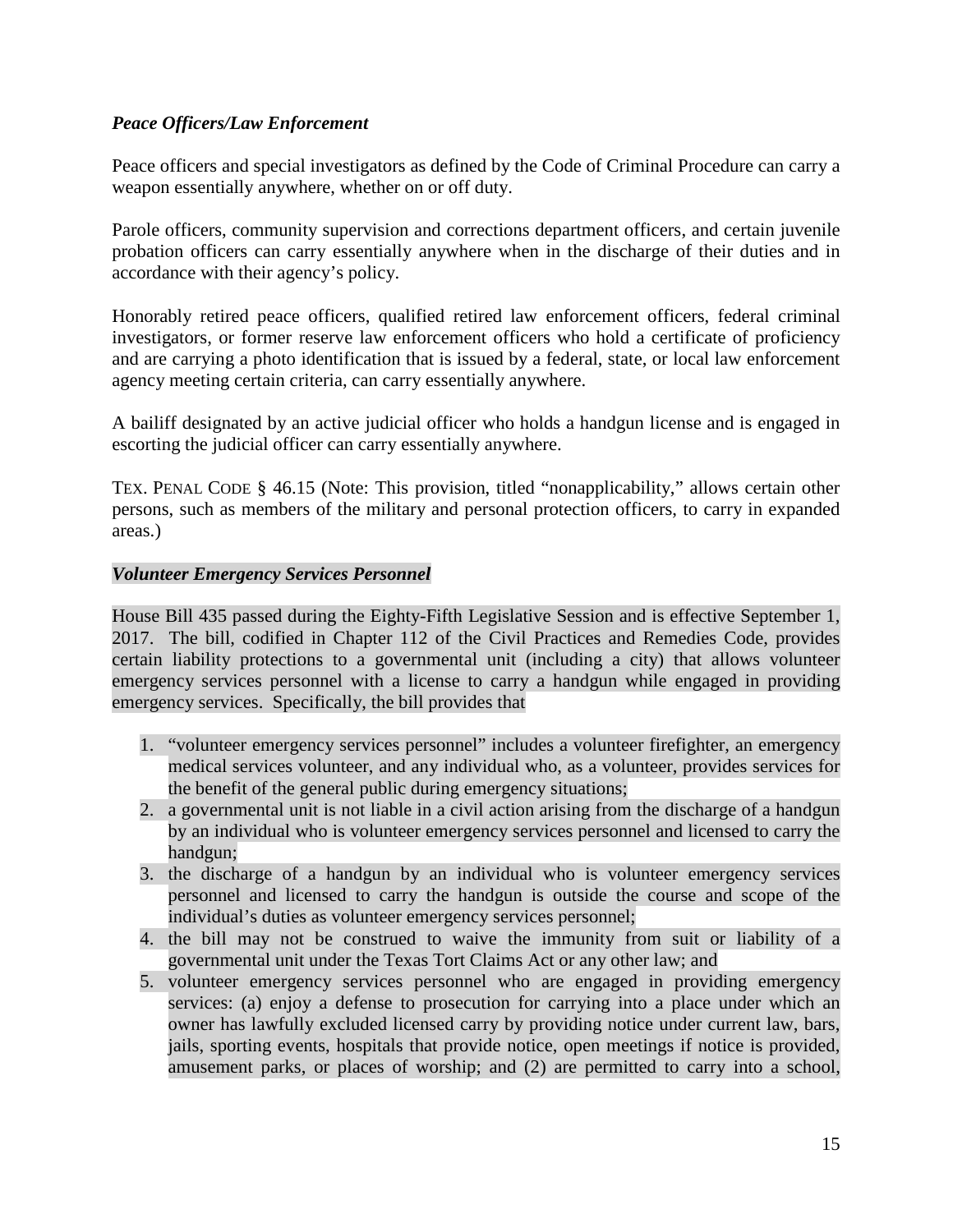***Peace Officers/Law Enforcement***

Peace officers and special investigators as defined by the Code of Criminal Procedure can carry a weapon essentially anywhere, whether on or off duty.

Parole officers, community supervision and corrections department officers, and certain juvenile probation officers can carry essentially anywhere when in the discharge of their duties and in accordance with their agency's policy.

Honorably retired peace officers, qualified retired law enforcement officers, federal criminal investigators, or former reserve law enforcement officers who hold a certificate of proficiency and are carrying a photo identification that is issued by a federal, state, or local law enforcement agency meeting certain criteria, can carry essentially anywhere.

A bailiff designated by an active judicial officer who holds a handgun license and is engaged in escorting the judicial officer can carry essentially anywhere.

TEX. PENAL CODE § 46.15 (Note: This provision, titled "nonapplicability," allows certain other persons, such as members of the military and personal protection officers, to carry in expanded areas.)

***Volunteer Emergency Services Personnel***

House Bill 435 passed during the Eighty-Fifth Legislative Session and is effective September 1, 2017. The bill, codified in Chapter 112 of the Civil Practices and Remedies Code, provides certain liability protections to a governmental unit (including a city) that allows volunteer emergency services personnel with a license to carry a handgun while engaged in providing emergency services. Specifically, the bill provides that

1. "volunteer emergency services personnel" includes a volunteer firefighter, an emergency medical services volunteer, and any individual who, as a volunteer, provides services for the benefit of the general public during emergency situations;
2. a governmental unit is not liable in a civil action arising from the discharge of a handgun by an individual who is volunteer emergency services personnel and licensed to carry the handgun;
3. the discharge of a handgun by an individual who is volunteer emergency services personnel and licensed to carry the handgun is outside the course and scope of the individual's duties as volunteer emergency services personnel;
4. the bill may not be construed to waive the immunity from suit or liability of a governmental unit under the Texas Tort Claims Act or any other law; and
5. volunteer emergency services personnel who are engaged in providing emergency services: (a) enjoy a defense to prosecution for carrying into a place under which an owner has lawfully excluded licensed carry by providing notice under current law, bars, jails, sporting events, hospitals that provide notice, open meetings if notice is provided, amusement parks, or places of worship; and (2) are permitted to carry into a school,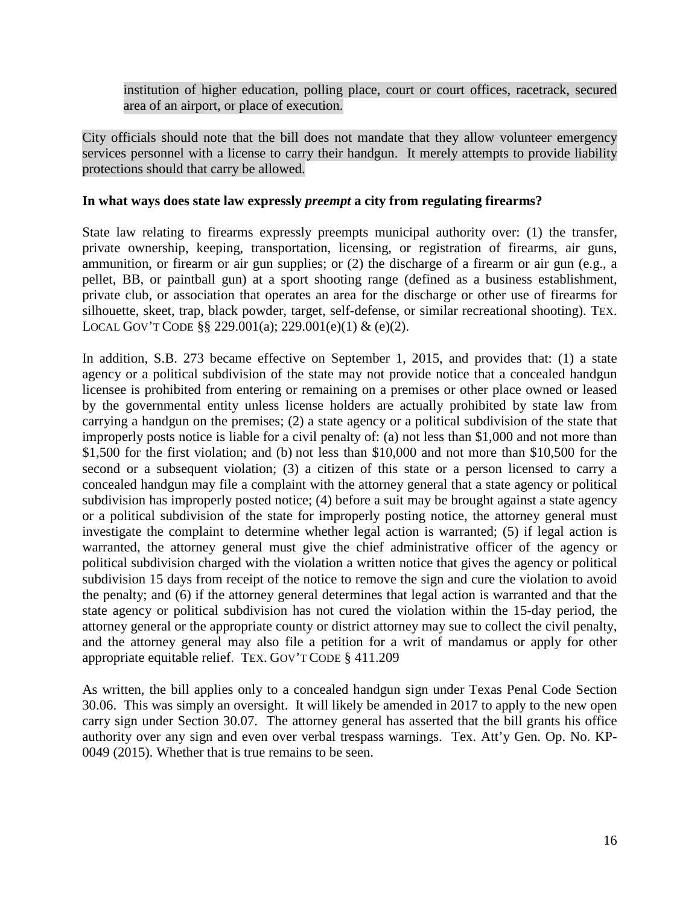institution of higher education, polling place, court or court offices, racetrack, secured area of an airport, or place of execution.

City officials should note that the bill does not mandate that they allow volunteer emergency services personnel with a license to carry their handgun. It merely attempts to provide liability protections should that carry be allowed.

**In what ways does state law expressly *preempt* a city from regulating firearms?**

State law relating to firearms expressly preempts municipal authority over: (1) the transfer, private ownership, keeping, transportation, licensing, or registration of firearms, air guns, ammunition, or firearm or air gun supplies; or (2) the discharge of a firearm or air gun (e.g., a pellet, BB, or paintball gun) at a sport shooting range (defined as a business establishment, private club, or association that operates an area for the discharge or other use of firearms for silhouette, skeet, trap, black powder, target, self-defense, or similar recreational shooting). TEX. LOCAL GOV'T CODE §§ 229.001(a); 229.001(e)(1) & (e)(2).

In addition, S.B. 273 became effective on September 1, 2015, and provides that: (1) a state agency or a political subdivision of the state may not provide notice that a concealed handgun licensee is prohibited from entering or remaining on a premises or other place owned or leased by the governmental entity unless license holders are actually prohibited by state law from carrying a handgun on the premises; (2) a state agency or a political subdivision of the state that improperly posts notice is liable for a civil penalty of: (a) not less than $1,000 and not more than $1,500 for the first violation; and (b) not less than $10,000 and not more than $10,500 for the second or a subsequent violation; (3) a citizen of this state or a person licensed to carry a concealed handgun may file a complaint with the attorney general that a state agency or political subdivision has improperly posted notice; (4) before a suit may be brought against a state agency or a political subdivision of the state for improperly posting notice, the attorney general must investigate the complaint to determine whether legal action is warranted; (5) if legal action is warranted, the attorney general must give the chief administrative officer of the agency or political subdivision charged with the violation a written notice that gives the agency or political subdivision 15 days from receipt of the notice to remove the sign and cure the violation to avoid the penalty; and (6) if the attorney general determines that legal action is warranted and that the state agency or political subdivision has not cured the violation within the 15-day period, the attorney general or the appropriate county or district attorney may sue to collect the civil penalty, and the attorney general may also file a petition for a writ of mandamus or apply for other appropriate equitable relief. TEX. GOV'T CODE § 411.209

As written, the bill applies only to a concealed handgun sign under Texas Penal Code Section 30.06. This was simply an oversight. It will likely be amended in 2017 to apply to the new open carry sign under Section 30.07. The attorney general has asserted that the bill grants his office authority over any sign and even over verbal trespass warnings. Tex. Att'y Gen. Op. No. KP-0049 (2015). Whether that is true remains to be seen.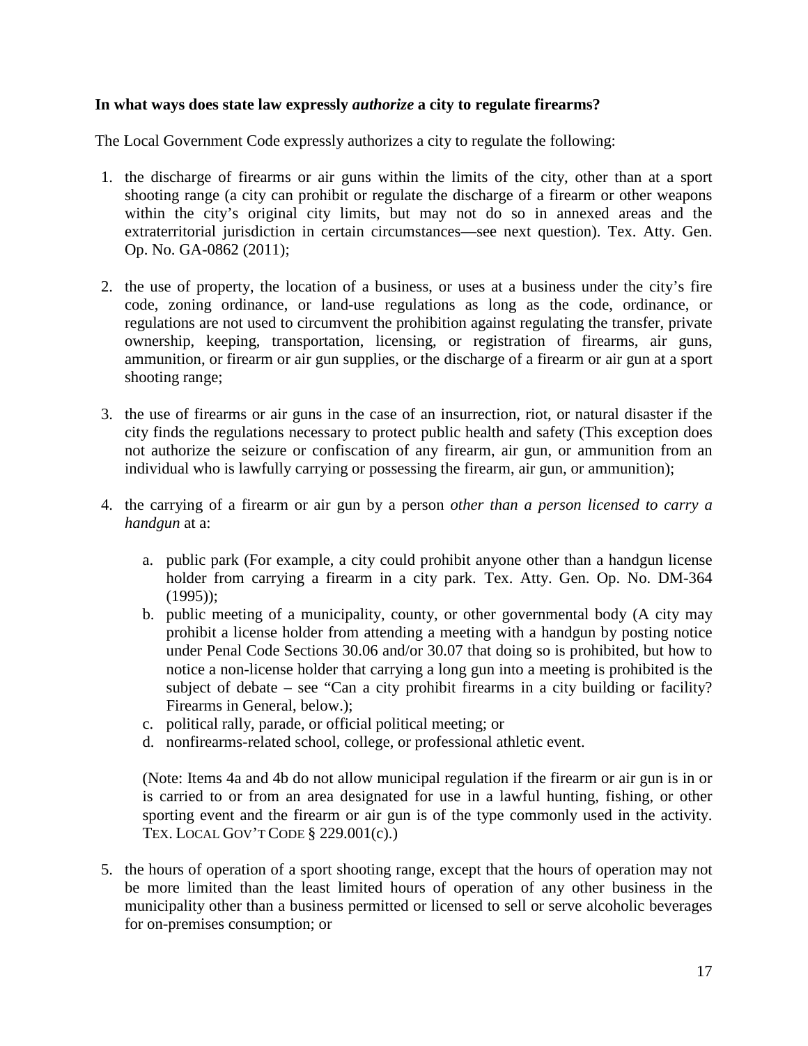**In what ways does state law expressly *authorize* a city to regulate firearms?**

The Local Government Code expressly authorizes a city to regulate the following:

1. the discharge of firearms or air guns within the limits of the city, other than at a sport shooting range (a city can prohibit or regulate the discharge of a firearm or other weapons within the city's original city limits, but may not do so in annexed areas and the extraterritorial jurisdiction in certain circumstances—see next question). Tex. Atty. Gen. Op. No. GA-0862 (2011);

2. the use of property, the location of a business, or uses at a business under the city's fire code, zoning ordinance, or land-use regulations as long as the code, ordinance, or regulations are not used to circumvent the prohibition against regulating the transfer, private ownership, keeping, transportation, licensing, or registration of firearms, air guns, ammunition, or firearm or air gun supplies, or the discharge of a firearm or air gun at a sport shooting range;

3. the use of firearms or air guns in the case of an insurrection, riot, or natural disaster if the city finds the regulations necessary to protect public health and safety (This exception does not authorize the seizure or confiscation of any firearm, air gun, or ammunition from an individual who is lawfully carrying or possessing the firearm, air gun, or ammunition);

4. the carrying of a firearm or air gun by a person *other than a person licensed to carry a handgun* at a:

   a. public park (For example, a city could prohibit anyone other than a handgun license holder from carrying a firearm in a city park. Tex. Atty. Gen. Op. No. DM-364 (1995));
   b. public meeting of a municipality, county, or other governmental body (A city may prohibit a license holder from attending a meeting with a handgun by posting notice under Penal Code Sections 30.06 and/or 30.07 that doing so is prohibited, but how to notice a non-license holder that carrying a long gun into a meeting is prohibited is the subject of debate – see "Can a city prohibit firearms in a city building or facility? Firearms in General, below.);
   c. political rally, parade, or official political meeting; or
   d. nonfirearms-related school, college, or professional athletic event.

   (Note: Items 4a and 4b do not allow municipal regulation if the firearm or air gun is in or is carried to or from an area designated for use in a lawful hunting, fishing, or other sporting event and the firearm or air gun is of the type commonly used in the activity. TEX. LOCAL GOV'T CODE § 229.001(c).)

5. the hours of operation of a sport shooting range, except that the hours of operation may not be more limited than the least limited hours of operation of any other business in the municipality other than a business permitted or licensed to sell or serve alcoholic beverages for on-premises consumption; or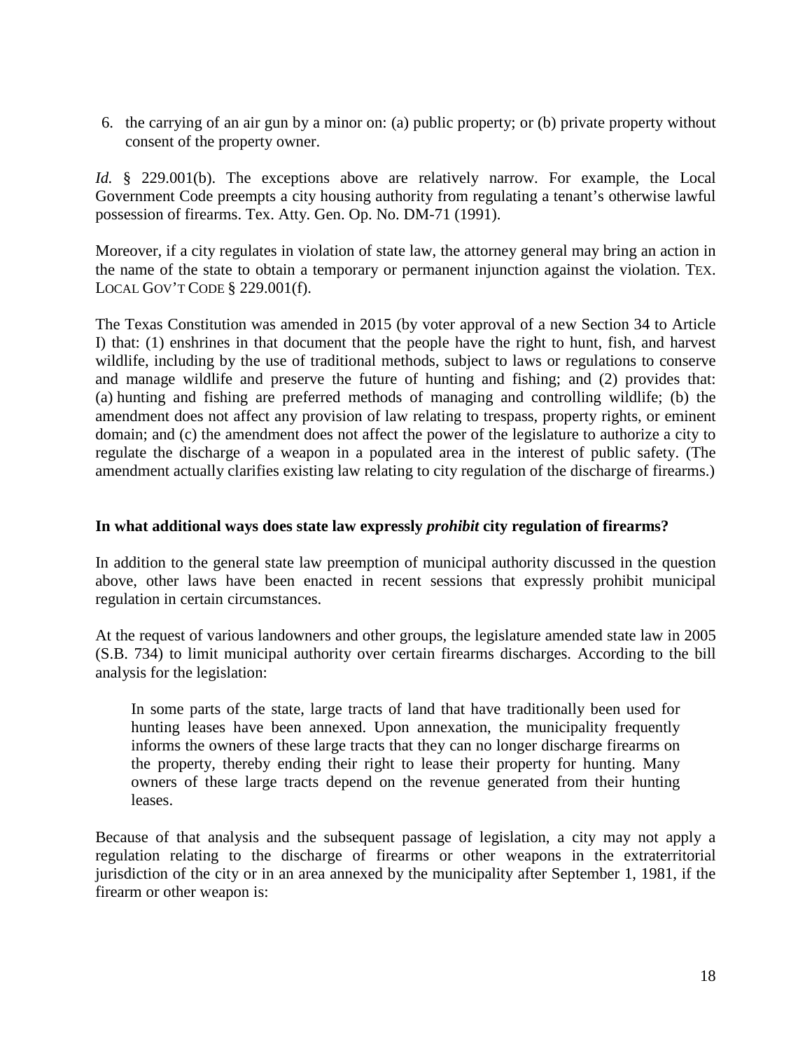6. the carrying of an air gun by a minor on: (a) public property; or (b) private property without consent of the property owner.

*Id.* § 229.001(b). The exceptions above are relatively narrow. For example, the Local Government Code preempts a city housing authority from regulating a tenant's otherwise lawful possession of firearms. Tex. Atty. Gen. Op. No. DM-71 (1991).

Moreover, if a city regulates in violation of state law, the attorney general may bring an action in the name of the state to obtain a temporary or permanent injunction against the violation. TEX. LOCAL GOV'T CODE § 229.001(f).

The Texas Constitution was amended in 2015 (by voter approval of a new Section 34 to Article I) that: (1) enshrines in that document that the people have the right to hunt, fish, and harvest wildlife, including by the use of traditional methods, subject to laws or regulations to conserve and manage wildlife and preserve the future of hunting and fishing; and (2) provides that: (a) hunting and fishing are preferred methods of managing and controlling wildlife; (b) the amendment does not affect any provision of law relating to trespass, property rights, or eminent domain; and (c) the amendment does not affect the power of the legislature to authorize a city to regulate the discharge of a weapon in a populated area in the interest of public safety. (The amendment actually clarifies existing law relating to city regulation of the discharge of firearms.)

**In what additional ways does state law expressly *prohibit* city regulation of firearms?**

In addition to the general state law preemption of municipal authority discussed in the question above, other laws have been enacted in recent sessions that expressly prohibit municipal regulation in certain circumstances.

At the request of various landowners and other groups, the legislature amended state law in 2005 (S.B. 734) to limit municipal authority over certain firearms discharges. According to the bill analysis for the legislation:

> In some parts of the state, large tracts of land that have traditionally been used for hunting leases have been annexed. Upon annexation, the municipality frequently informs the owners of these large tracts that they can no longer discharge firearms on the property, thereby ending their right to lease their property for hunting. Many owners of these large tracts depend on the revenue generated from their hunting leases.

Because of that analysis and the subsequent passage of legislation, a city may not apply a regulation relating to the discharge of firearms or other weapons in the extraterritorial jurisdiction of the city or in an area annexed by the municipality after September 1, 1981, if the firearm or other weapon is: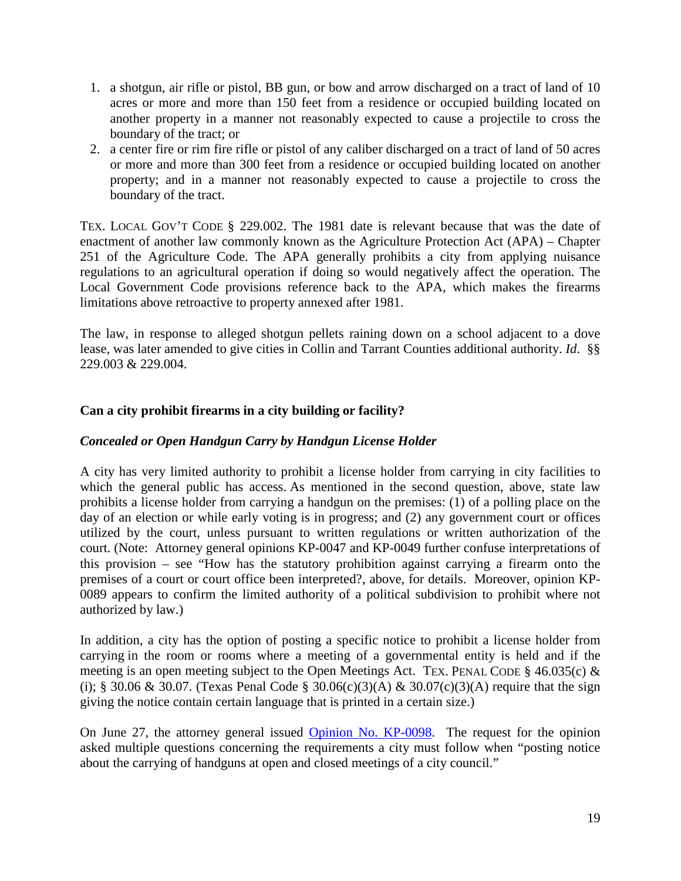1. a shotgun, air rifle or pistol, BB gun, or bow and arrow discharged on a tract of land of 10 acres or more and more than 150 feet from a residence or occupied building located on another property in a manner not reasonably expected to cause a projectile to cross the boundary of the tract; or
2. a center fire or rim fire rifle or pistol of any caliber discharged on a tract of land of 50 acres or more and more than 300 feet from a residence or occupied building located on another property; and in a manner not reasonably expected to cause a projectile to cross the boundary of the tract.

TEX. LOCAL GOV'T CODE § 229.002. The 1981 date is relevant because that was the date of enactment of another law commonly known as the Agriculture Protection Act (APA) – Chapter 251 of the Agriculture Code. The APA generally prohibits a city from applying nuisance regulations to an agricultural operation if doing so would negatively affect the operation. The Local Government Code provisions reference back to the APA, which makes the firearms limitations above retroactive to property annexed after 1981.

The law, in response to alleged shotgun pellets raining down on a school adjacent to a dove lease, was later amended to give cities in Collin and Tarrant Counties additional authority. *Id*. §§ 229.003 & 229.004.

**Can a city prohibit firearms in a city building or facility?**

***Concealed or Open Handgun Carry by Handgun License Holder***

A city has very limited authority to prohibit a license holder from carrying in city facilities to which the general public has access. As mentioned in the second question, above, state law prohibits a license holder from carrying a handgun on the premises: (1) of a polling place on the day of an election or while early voting is in progress; and (2) any government court or offices utilized by the court, unless pursuant to written regulations or written authorization of the court. (Note: Attorney general opinions KP-0047 and KP-0049 further confuse interpretations of this provision – see "How has the statutory prohibition against carrying a firearm onto the premises of a court or court office been interpreted?, above, for details. Moreover, opinion KP-0089 appears to confirm the limited authority of a political subdivision to prohibit where not authorized by law.)

In addition, a city has the option of posting a specific notice to prohibit a license holder from carrying in the room or rooms where a meeting of a governmental entity is held and if the meeting is an open meeting subject to the Open Meetings Act. TEX. PENAL CODE § 46.035(c) & (i); § 30.06 & 30.07. (Texas Penal Code § 30.06(c)(3)(A) & 30.07(c)(3)(A) require that the sign giving the notice contain certain language that is printed in a certain size.)

On June 27, the attorney general issued Opinion No. KP-0098. The request for the opinion asked multiple questions concerning the requirements a city must follow when "posting notice about the carrying of handguns at open and closed meetings of a city council."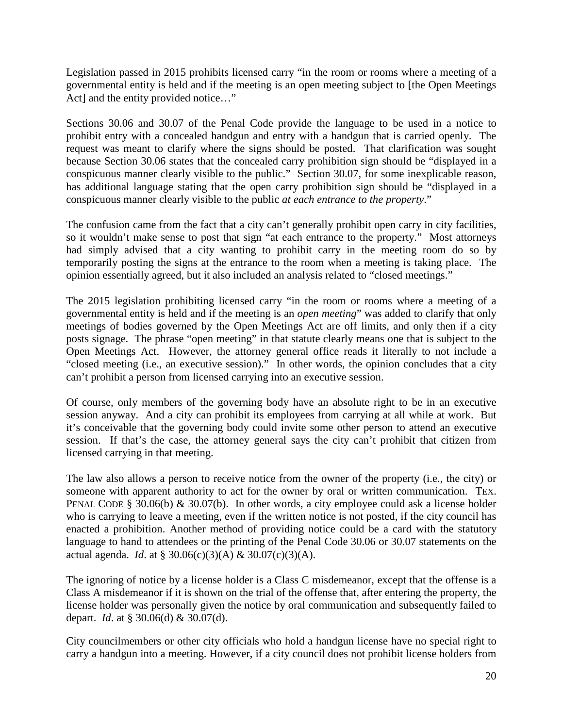Legislation passed in 2015 prohibits licensed carry "in the room or rooms where a meeting of a governmental entity is held and if the meeting is an open meeting subject to [the Open Meetings Act] and the entity provided notice…"

Sections 30.06 and 30.07 of the Penal Code provide the language to be used in a notice to prohibit entry with a concealed handgun and entry with a handgun that is carried openly. The request was meant to clarify where the signs should be posted. That clarification was sought because Section 30.06 states that the concealed carry prohibition sign should be "displayed in a conspicuous manner clearly visible to the public." Section 30.07, for some inexplicable reason, has additional language stating that the open carry prohibition sign should be "displayed in a conspicuous manner clearly visible to the public *at each entrance to the property*."

The confusion came from the fact that a city can't generally prohibit open carry in city facilities, so it wouldn't make sense to post that sign "at each entrance to the property." Most attorneys had simply advised that a city wanting to prohibit carry in the meeting room do so by temporarily posting the signs at the entrance to the room when a meeting is taking place. The opinion essentially agreed, but it also included an analysis related to "closed meetings."

The 2015 legislation prohibiting licensed carry "in the room or rooms where a meeting of a governmental entity is held and if the meeting is an *open meeting*" was added to clarify that only meetings of bodies governed by the Open Meetings Act are off limits, and only then if a city posts signage. The phrase "open meeting" in that statute clearly means one that is subject to the Open Meetings Act. However, the attorney general office reads it literally to not include a "closed meeting (i.e., an executive session)." In other words, the opinion concludes that a city can't prohibit a person from licensed carrying into an executive session.

Of course, only members of the governing body have an absolute right to be in an executive session anyway. And a city can prohibit its employees from carrying at all while at work. But it's conceivable that the governing body could invite some other person to attend an executive session. If that's the case, the attorney general says the city can't prohibit that citizen from licensed carrying in that meeting.

The law also allows a person to receive notice from the owner of the property (i.e., the city) or someone with apparent authority to act for the owner by oral or written communication. TEX. PENAL CODE § 30.06(b) & 30.07(b). In other words, a city employee could ask a license holder who is carrying to leave a meeting, even if the written notice is not posted, if the city council has enacted a prohibition. Another method of providing notice could be a card with the statutory language to hand to attendees or the printing of the Penal Code 30.06 or 30.07 statements on the actual agenda. *Id*. at § 30.06(c)(3)(A) & 30.07(c)(3)(A).

The ignoring of notice by a license holder is a Class C misdemeanor, except that the offense is a Class A misdemeanor if it is shown on the trial of the offense that, after entering the property, the license holder was personally given the notice by oral communication and subsequently failed to depart. *Id*. at § 30.06(d) & 30.07(d).

City councilmembers or other city officials who hold a handgun license have no special right to carry a handgun into a meeting. However, if a city council does not prohibit license holders from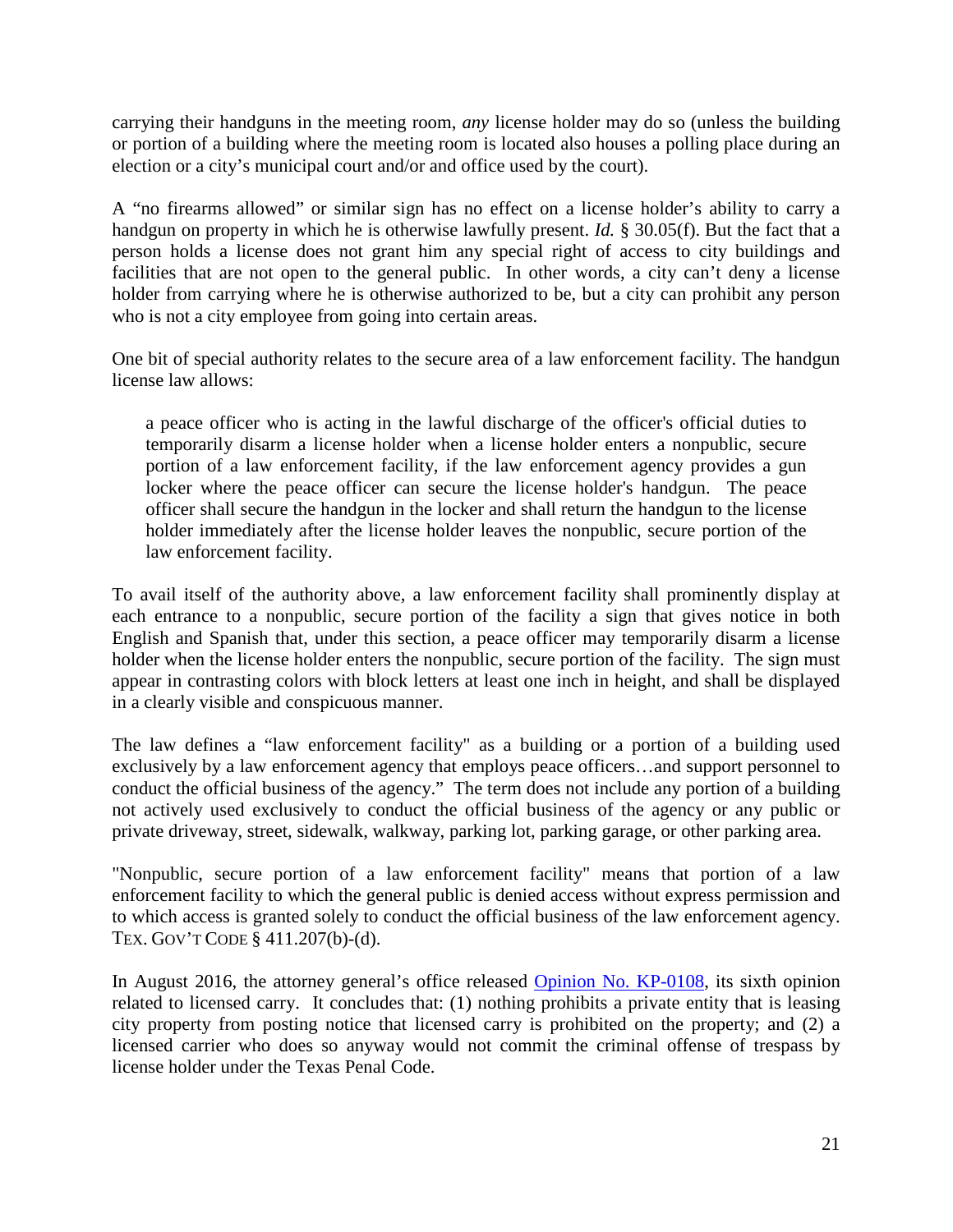carrying their handguns in the meeting room, *any* license holder may do so (unless the building or portion of a building where the meeting room is located also houses a polling place during an election or a city's municipal court and/or and office used by the court).

A "no firearms allowed" or similar sign has no effect on a license holder's ability to carry a handgun on property in which he is otherwise lawfully present. *Id.* § 30.05(f). But the fact that a person holds a license does not grant him any special right of access to city buildings and facilities that are not open to the general public. In other words, a city can't deny a license holder from carrying where he is otherwise authorized to be, but a city can prohibit any person who is not a city employee from going into certain areas.

One bit of special authority relates to the secure area of a law enforcement facility. The handgun license law allows:

> a peace officer who is acting in the lawful discharge of the officer's official duties to temporarily disarm a license holder when a license holder enters a nonpublic, secure portion of a law enforcement facility, if the law enforcement agency provides a gun locker where the peace officer can secure the license holder's handgun. The peace officer shall secure the handgun in the locker and shall return the handgun to the license holder immediately after the license holder leaves the nonpublic, secure portion of the law enforcement facility.

To avail itself of the authority above, a law enforcement facility shall prominently display at each entrance to a nonpublic, secure portion of the facility a sign that gives notice in both English and Spanish that, under this section, a peace officer may temporarily disarm a license holder when the license holder enters the nonpublic, secure portion of the facility. The sign must appear in contrasting colors with block letters at least one inch in height, and shall be displayed in a clearly visible and conspicuous manner.

The law defines a "law enforcement facility" as a building or a portion of a building used exclusively by a law enforcement agency that employs peace officers…and support personnel to conduct the official business of the agency." The term does not include any portion of a building not actively used exclusively to conduct the official business of the agency or any public or private driveway, street, sidewalk, walkway, parking lot, parking garage, or other parking area.

"Nonpublic, secure portion of a law enforcement facility" means that portion of a law enforcement facility to which the general public is denied access without express permission and to which access is granted solely to conduct the official business of the law enforcement agency. TEX. GOV'T CODE § 411.207(b)-(d).

In August 2016, the attorney general's office released Opinion No. KP-0108, its sixth opinion related to licensed carry. It concludes that: (1) nothing prohibits a private entity that is leasing city property from posting notice that licensed carry is prohibited on the property; and (2) a licensed carrier who does so anyway would not commit the criminal offense of trespass by license holder under the Texas Penal Code.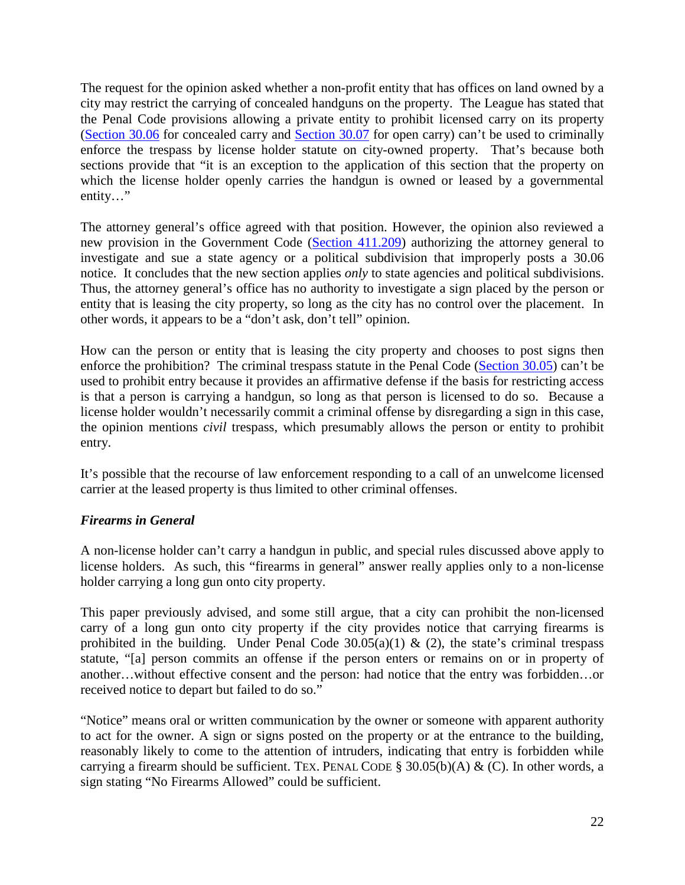The request for the opinion asked whether a non-profit entity that has offices on land owned by a city may restrict the carrying of concealed handguns on the property. The League has stated that the Penal Code provisions allowing a private entity to prohibit licensed carry on its property (Section 30.06 for concealed carry and Section 30.07 for open carry) can't be used to criminally enforce the trespass by license holder statute on city-owned property. That's because both sections provide that "it is an exception to the application of this section that the property on which the license holder openly carries the handgun is owned or leased by a governmental entity…"

The attorney general's office agreed with that position. However, the opinion also reviewed a new provision in the Government Code (Section 411.209) authorizing the attorney general to investigate and sue a state agency or a political subdivision that improperly posts a 30.06 notice. It concludes that the new section applies *only* to state agencies and political subdivisions. Thus, the attorney general's office has no authority to investigate a sign placed by the person or entity that is leasing the city property, so long as the city has no control over the placement. In other words, it appears to be a "don't ask, don't tell" opinion.

How can the person or entity that is leasing the city property and chooses to post signs then enforce the prohibition? The criminal trespass statute in the Penal Code (Section 30.05) can't be used to prohibit entry because it provides an affirmative defense if the basis for restricting access is that a person is carrying a handgun, so long as that person is licensed to do so. Because a license holder wouldn't necessarily commit a criminal offense by disregarding a sign in this case, the opinion mentions *civil* trespass, which presumably allows the person or entity to prohibit entry.

It's possible that the recourse of law enforcement responding to a call of an unwelcome licensed carrier at the leased property is thus limited to other criminal offenses.

***Firearms in General***

A non-license holder can't carry a handgun in public, and special rules discussed above apply to license holders. As such, this "firearms in general" answer really applies only to a non-license holder carrying a long gun onto city property.

This paper previously advised, and some still argue, that a city can prohibit the non-licensed carry of a long gun onto city property if the city provides notice that carrying firearms is prohibited in the building. Under Penal Code 30.05(a)(1) & (2), the state's criminal trespass statute, "[a] person commits an offense if the person enters or remains on or in property of another…without effective consent and the person: had notice that the entry was forbidden…or received notice to depart but failed to do so."

"Notice" means oral or written communication by the owner or someone with apparent authority to act for the owner. A sign or signs posted on the property or at the entrance to the building, reasonably likely to come to the attention of intruders, indicating that entry is forbidden while carrying a firearm should be sufficient. TEX. PENAL CODE § 30.05(b)(A) & (C). In other words, a sign stating "No Firearms Allowed" could be sufficient.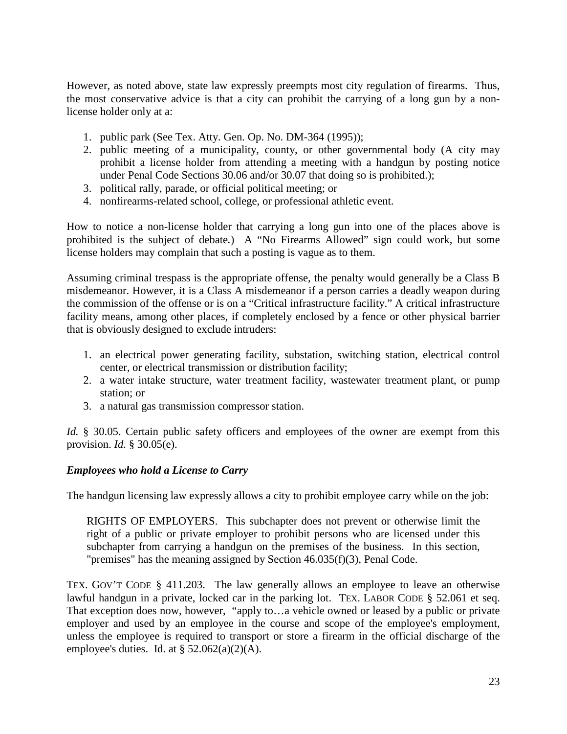However, as noted above, state law expressly preempts most city regulation of firearms. Thus, the most conservative advice is that a city can prohibit the carrying of a long gun by a non-license holder only at a:

1. public park (See Tex. Atty. Gen. Op. No. DM-364 (1995));
2. public meeting of a municipality, county, or other governmental body (A city may prohibit a license holder from attending a meeting with a handgun by posting notice under Penal Code Sections 30.06 and/or 30.07 that doing so is prohibited.);
3. political rally, parade, or official political meeting; or
4. nonfirearms-related school, college, or professional athletic event.

How to notice a non-license holder that carrying a long gun into one of the places above is prohibited is the subject of debate*.*) A "No Firearms Allowed" sign could work, but some license holders may complain that such a posting is vague as to them.

Assuming criminal trespass is the appropriate offense, the penalty would generally be a Class B misdemeanor. However, it is a Class A misdemeanor if a person carries a deadly weapon during the commission of the offense or is on a "Critical infrastructure facility." A critical infrastructure facility means, among other places, if completely enclosed by a fence or other physical barrier that is obviously designed to exclude intruders:

1. an electrical power generating facility, substation, switching station, electrical control center, or electrical transmission or distribution facility;
2. a water intake structure, water treatment facility, wastewater treatment plant, or pump station; or
3. a natural gas transmission compressor station.

*Id.* § 30.05. Certain public safety officers and employees of the owner are exempt from this provision. *Id.* § 30.05(e).

***Employees who hold a License to Carry***

The handgun licensing law expressly allows a city to prohibit employee carry while on the job:

> RIGHTS OF EMPLOYERS. This subchapter does not prevent or otherwise limit the right of a public or private employer to prohibit persons who are licensed under this subchapter from carrying a handgun on the premises of the business. In this section, "premises" has the meaning assigned by Section 46.035(f)(3), Penal Code.

TEX. GOV'T CODE § 411.203. The law generally allows an employee to leave an otherwise lawful handgun in a private, locked car in the parking lot. TEX. LABOR CODE § 52.061 et seq. That exception does now, however, "apply to…a vehicle owned or leased by a public or private employer and used by an employee in the course and scope of the employee's employment, unless the employee is required to transport or store a firearm in the official discharge of the employee's duties. Id. at § 52.062(a)(2)(A).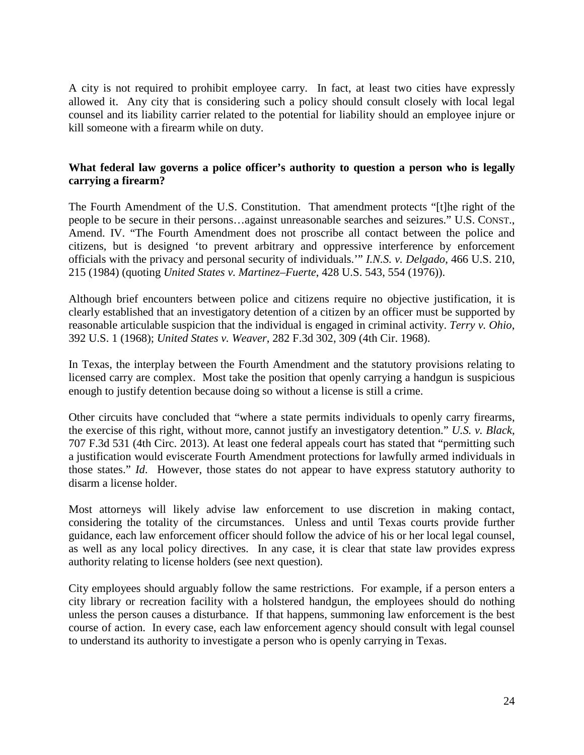A city is not required to prohibit employee carry. In fact, at least two cities have expressly allowed it. Any city that is considering such a policy should consult closely with local legal counsel and its liability carrier related to the potential for liability should an employee injure or kill someone with a firearm while on duty.

**What federal law governs a police officer's authority to question a person who is legally carrying a firearm?**

The Fourth Amendment of the U.S. Constitution. That amendment protects "[t]he right of the people to be secure in their persons…against unreasonable searches and seizures." U.S. CONST., Amend. IV. "The Fourth Amendment does not proscribe all contact between the police and citizens, but is designed 'to prevent arbitrary and oppressive interference by enforcement officials with the privacy and personal security of individuals.'" *I.N.S. v. Delgado*, 466 U.S. 210, 215 (1984) (quoting *United States v. Martinez–Fuerte*, 428 U.S. 543, 554 (1976)).

Although brief encounters between police and citizens require no objective justification, it is clearly established that an investigatory detention of a citizen by an officer must be supported by reasonable articulable suspicion that the individual is engaged in criminal activity. *Terry v. Ohio*, 392 U.S. 1 (1968); *United States v. Weaver*, 282 F.3d 302, 309 (4th Cir. 1968).

In Texas, the interplay between the Fourth Amendment and the statutory provisions relating to licensed carry are complex. Most take the position that openly carrying a handgun is suspicious enough to justify detention because doing so without a license is still a crime.

Other circuits have concluded that "where a state permits individuals to openly carry firearms, the exercise of this right, without more, cannot justify an investigatory detention." *U.S. v. Black*, 707 F.3d 531 (4th Circ. 2013). At least one federal appeals court has stated that "permitting such a justification would eviscerate Fourth Amendment protections for lawfully armed individuals in those states." *Id*. However, those states do not appear to have express statutory authority to disarm a license holder.

Most attorneys will likely advise law enforcement to use discretion in making contact, considering the totality of the circumstances. Unless and until Texas courts provide further guidance, each law enforcement officer should follow the advice of his or her local legal counsel, as well as any local policy directives. In any case, it is clear that state law provides express authority relating to license holders (see next question).

City employees should arguably follow the same restrictions. For example, if a person enters a city library or recreation facility with a holstered handgun, the employees should do nothing unless the person causes a disturbance. If that happens, summoning law enforcement is the best course of action. In every case, each law enforcement agency should consult with legal counsel to understand its authority to investigate a person who is openly carrying in Texas.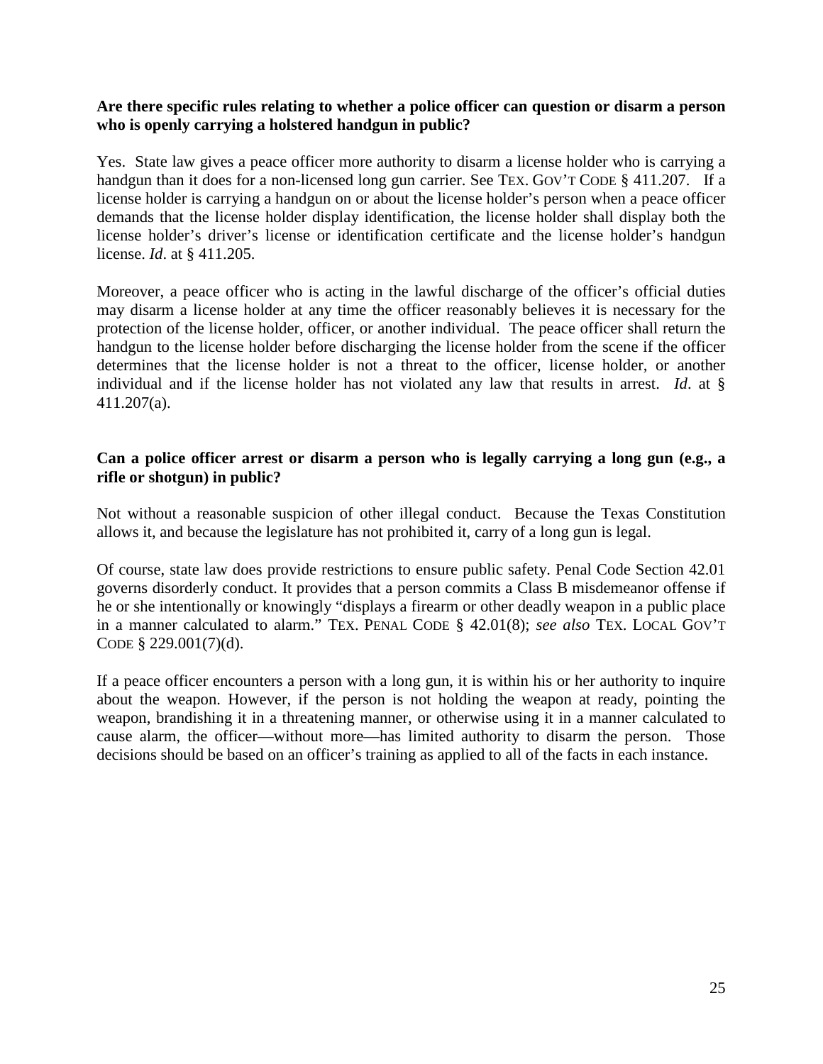**Are there specific rules relating to whether a police officer can question or disarm a person who is openly carrying a holstered handgun in public?**

Yes. State law gives a peace officer more authority to disarm a license holder who is carrying a handgun than it does for a non-licensed long gun carrier. See TEX. GOV'T CODE § 411.207. If a license holder is carrying a handgun on or about the license holder's person when a peace officer demands that the license holder display identification, the license holder shall display both the license holder's driver's license or identification certificate and the license holder's handgun license. *Id*. at § 411.205.

Moreover, a peace officer who is acting in the lawful discharge of the officer's official duties may disarm a license holder at any time the officer reasonably believes it is necessary for the protection of the license holder, officer, or another individual. The peace officer shall return the handgun to the license holder before discharging the license holder from the scene if the officer determines that the license holder is not a threat to the officer, license holder, or another individual and if the license holder has not violated any law that results in arrest. *Id*. at § 411.207(a).

**Can a police officer arrest or disarm a person who is legally carrying a long gun (e.g., a rifle or shotgun) in public?**

Not without a reasonable suspicion of other illegal conduct. Because the Texas Constitution allows it, and because the legislature has not prohibited it, carry of a long gun is legal.

Of course, state law does provide restrictions to ensure public safety. Penal Code Section 42.01 governs disorderly conduct. It provides that a person commits a Class B misdemeanor offense if he or she intentionally or knowingly "displays a firearm or other deadly weapon in a public place in a manner calculated to alarm." TEX. PENAL CODE § 42.01(8); *see also* TEX. LOCAL GOV'T CODE § 229.001(7)(d).

If a peace officer encounters a person with a long gun, it is within his or her authority to inquire about the weapon. However, if the person is not holding the weapon at ready, pointing the weapon, brandishing it in a threatening manner, or otherwise using it in a manner calculated to cause alarm, the officer—without more—has limited authority to disarm the person. Those decisions should be based on an officer's training as applied to all of the facts in each instance.